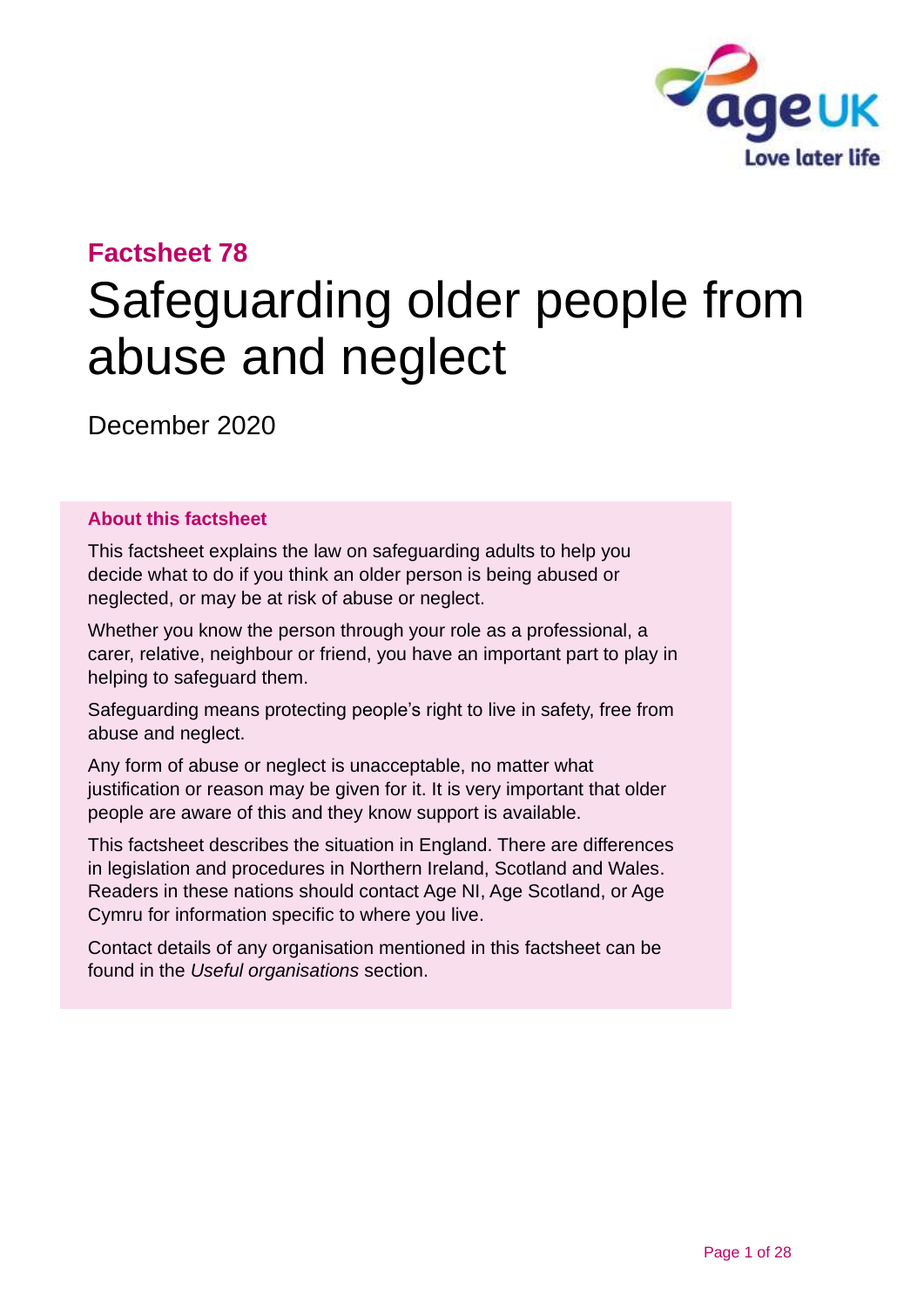**Factsheet 78**

# Safeguarding older people from abuse and neglect

December 2020

**About this factsheet**

This factsheet explains the law on safeguarding adults to help you decide what to do if you think an older person is being abused or neglected, or may be at risk of abuse or neglect.

Whether you know the person through your role as a professional, a carer, relative, neighbour or friend, you have an important part to play in helping to safeguard them.

Safeguarding means protecting people's right to live in safety, free from abuse and neglect.

Any form of abuse or neglect is unacceptable, no matter what justification or reason may be given for it. It is very important that older people are aware of this and they know support is available.

This factsheet describes the situation in England. There are differences in legislation and procedures in Northern Ireland, Scotland and Wales. Readers in these nations should contact Age NI, Age Scotland, or Age Cymru for information specific to where you live.

Contact details of any organisation mentioned in this factsheet can be found in the *Useful organisations* section.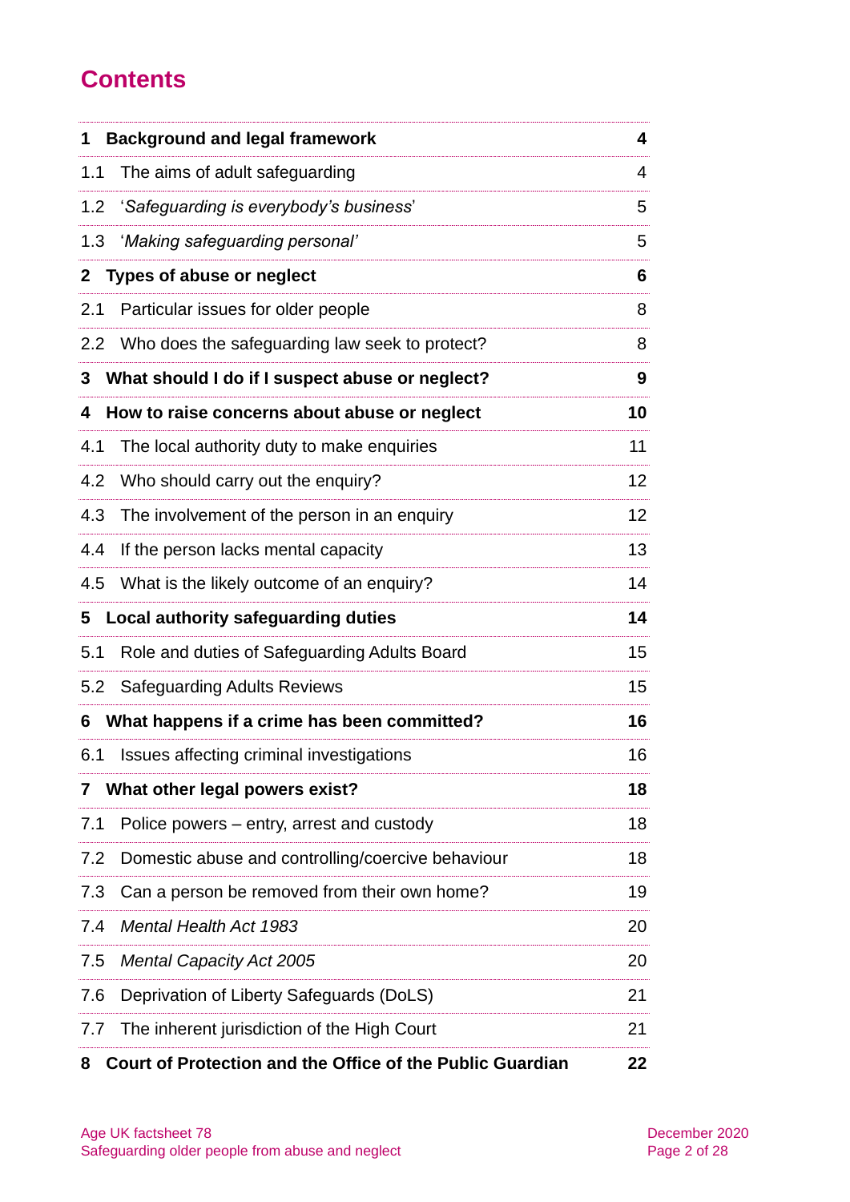# Contents

| | | |
|---|---|---|
| **1** | **Background and legal framework** | **4** |
| 1.1 | The aims of adult safeguarding | 4 |
| 1.2 | '*Safeguarding is everybody's business*' | 5 |
| 1.3 | '*Making safeguarding personal'* | 5 |
| **2** | **Types of abuse or neglect** | **6** |
| 2.1 | Particular issues for older people | 8 |
| 2.2 | Who does the safeguarding law seek to protect? | 8 |
| **3** | **What should I do if I suspect abuse or neglect?** | **9** |
| **4** | **How to raise concerns about abuse or neglect** | **10** |
| 4.1 | The local authority duty to make enquiries | 11 |
| 4.2 | Who should carry out the enquiry? | 12 |
| 4.3 | The involvement of the person in an enquiry | 12 |
| 4.4 | If the person lacks mental capacity | 13 |
| 4.5 | What is the likely outcome of an enquiry? | 14 |
| **5** | **Local authority safeguarding duties** | **14** |
| 5.1 | Role and duties of Safeguarding Adults Board | 15 |
| 5.2 | Safeguarding Adults Reviews | 15 |
| **6** | **What happens if a crime has been committed?** | **16** |
| 6.1 | Issues affecting criminal investigations | 16 |
| **7** | **What other legal powers exist?** | **18** |
| 7.1 | Police powers – entry, arrest and custody | 18 |
| 7.2 | Domestic abuse and controlling/coercive behaviour | 18 |
| 7.3 | Can a person be removed from their own home? | 19 |
| 7.4 | *Mental Health Act 1983* | 20 |
| 7.5 | *Mental Capacity Act 2005* | 20 |
| 7.6 | Deprivation of Liberty Safeguards (DoLS) | 21 |
| 7.7 | The inherent jurisdiction of the High Court | 21 |
| **8** | **Court of Protection and the Office of the Public Guardian** | **22** |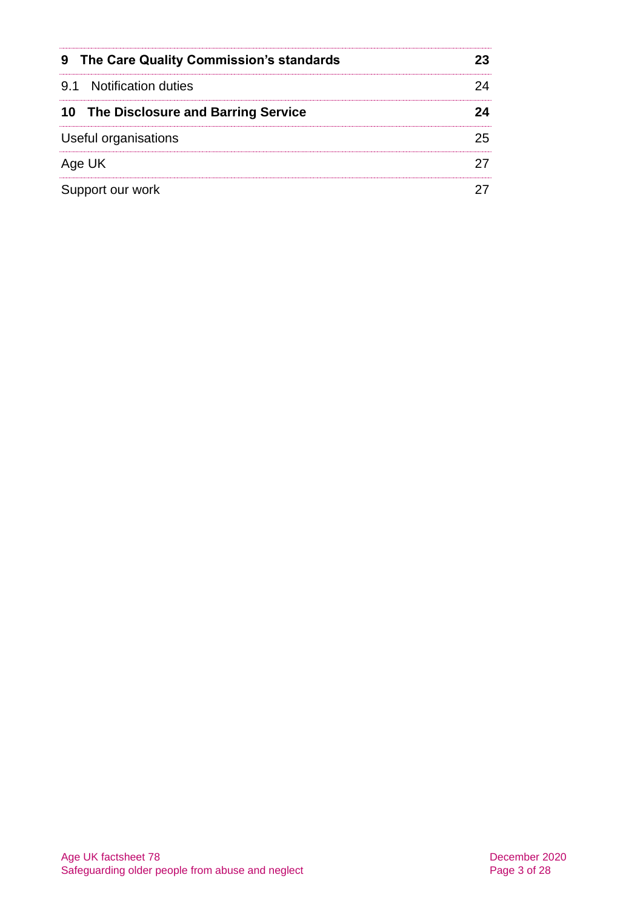| | |
|---|---|
| **9 The Care Quality Commission's standards** | **23** |
| 9.1 Notification duties | 24 |
| **10 The Disclosure and Barring Service** | **24** |
| Useful organisations | 25 |
| Age UK | 27 |
| Support our work | 27 |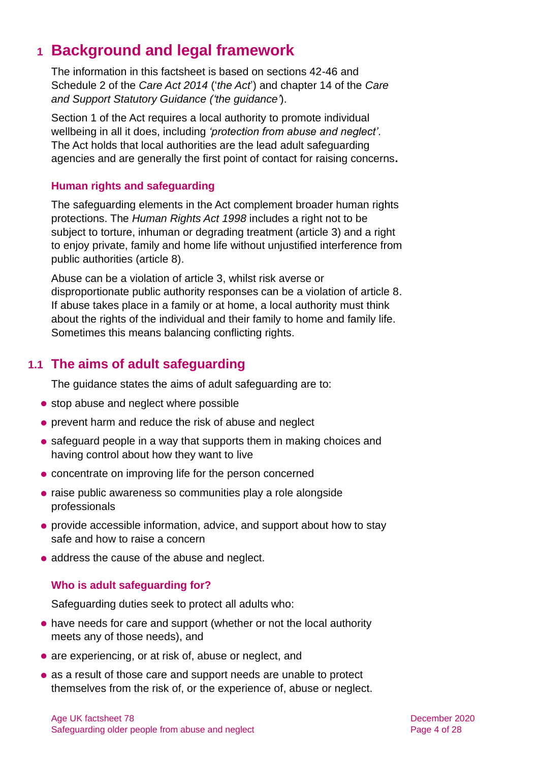# 1 Background and legal framework

The information in this factsheet is based on sections 42-46 and Schedule 2 of the *Care Act 2014* ('*the Act*') and chapter 14 of the *Care and Support Statutory Guidance ('the guidance'*).

Section 1 of the Act requires a local authority to promote individual wellbeing in all it does, including *'protection from abuse and neglect'*. The Act holds that local authorities are the lead adult safeguarding agencies and are generally the first point of contact for raising concerns**.**

### Human rights and safeguarding

The safeguarding elements in the Act complement broader human rights protections. The *Human Rights Act 1998* includes a right not to be subject to torture, inhuman or degrading treatment (article 3) and a right to enjoy private, family and home life without unjustified interference from public authorities (article 8).

Abuse can be a violation of article 3, whilst risk averse or disproportionate public authority responses can be a violation of article 8. If abuse takes place in a family or at home, a local authority must think about the rights of the individual and their family to home and family life. Sometimes this means balancing conflicting rights.

## 1.1 The aims of adult safeguarding

The guidance states the aims of adult safeguarding are to:

- stop abuse and neglect where possible
- prevent harm and reduce the risk of abuse and neglect
- safeguard people in a way that supports them in making choices and having control about how they want to live
- concentrate on improving life for the person concerned
- raise public awareness so communities play a role alongside professionals
- provide accessible information, advice, and support about how to stay safe and how to raise a concern
- address the cause of the abuse and neglect.

### Who is adult safeguarding for?

Safeguarding duties seek to protect all adults who:

- have needs for care and support (whether or not the local authority meets any of those needs), and
- are experiencing, or at risk of, abuse or neglect, and
- as a result of those care and support needs are unable to protect themselves from the risk of, or the experience of, abuse or neglect.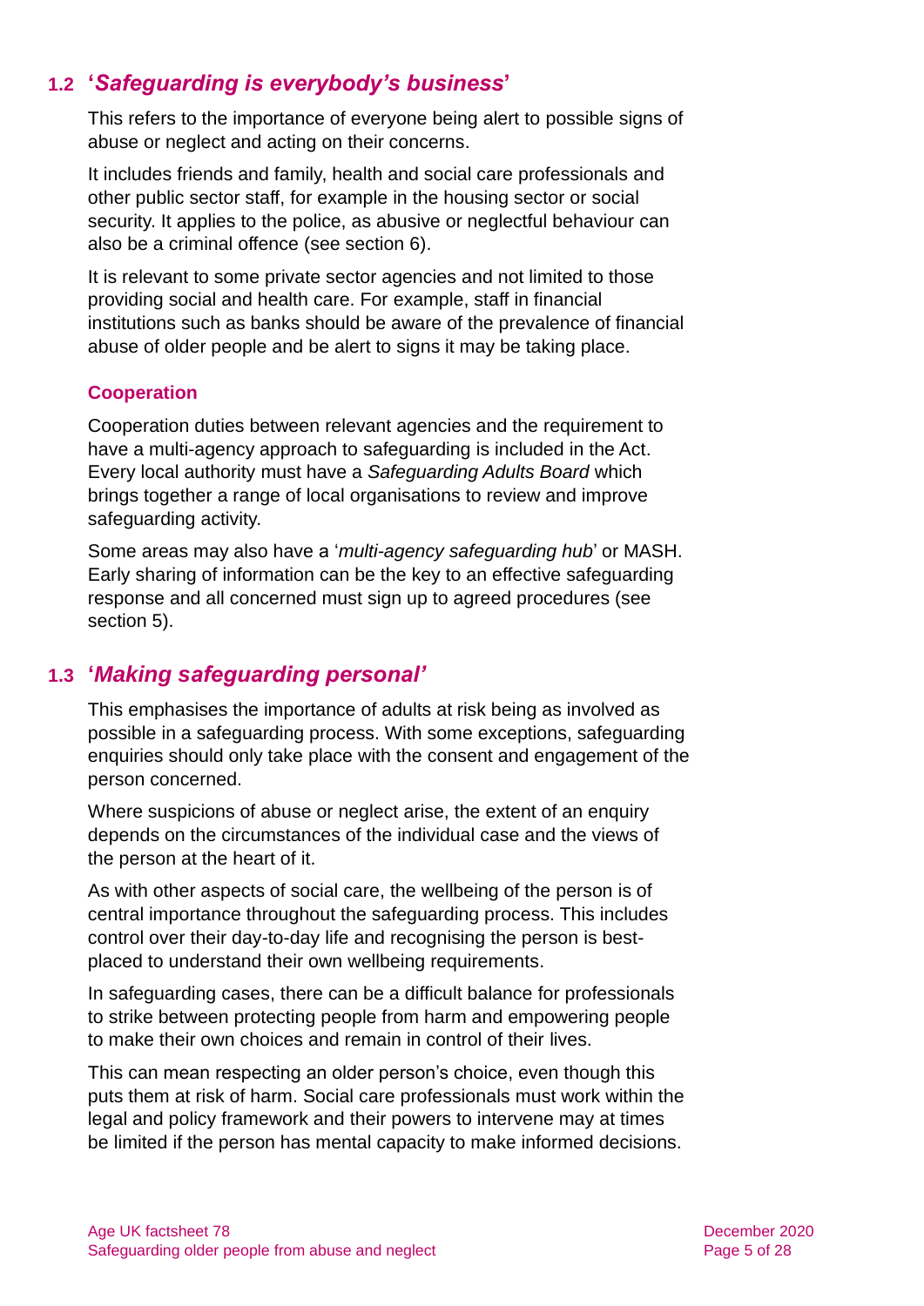## 1.2 '*Safeguarding is everybody's business*'

This refers to the importance of everyone being alert to possible signs of abuse or neglect and acting on their concerns.

It includes friends and family, health and social care professionals and other public sector staff, for example in the housing sector or social security. It applies to the police, as abusive or neglectful behaviour can also be a criminal offence (see section 6).

It is relevant to some private sector agencies and not limited to those providing social and health care. For example, staff in financial institutions such as banks should be aware of the prevalence of financial abuse of older people and be alert to signs it may be taking place.

### Cooperation

Cooperation duties between relevant agencies and the requirement to have a multi-agency approach to safeguarding is included in the Act. Every local authority must have a *Safeguarding Adults Board* which brings together a range of local organisations to review and improve safeguarding activity.

Some areas may also have a '*multi-agency safeguarding hub*' or MASH. Early sharing of information can be the key to an effective safeguarding response and all concerned must sign up to agreed procedures (see section 5).

## 1.3 '*Making safeguarding personal*'

This emphasises the importance of adults at risk being as involved as possible in a safeguarding process. With some exceptions, safeguarding enquiries should only take place with the consent and engagement of the person concerned.

Where suspicions of abuse or neglect arise, the extent of an enquiry depends on the circumstances of the individual case and the views of the person at the heart of it.

As with other aspects of social care, the wellbeing of the person is of central importance throughout the safeguarding process. This includes control over their day-to-day life and recognising the person is best-placed to understand their own wellbeing requirements.

In safeguarding cases, there can be a difficult balance for professionals to strike between protecting people from harm and empowering people to make their own choices and remain in control of their lives.

This can mean respecting an older person's choice, even though this puts them at risk of harm. Social care professionals must work within the legal and policy framework and their powers to intervene may at times be limited if the person has mental capacity to make informed decisions.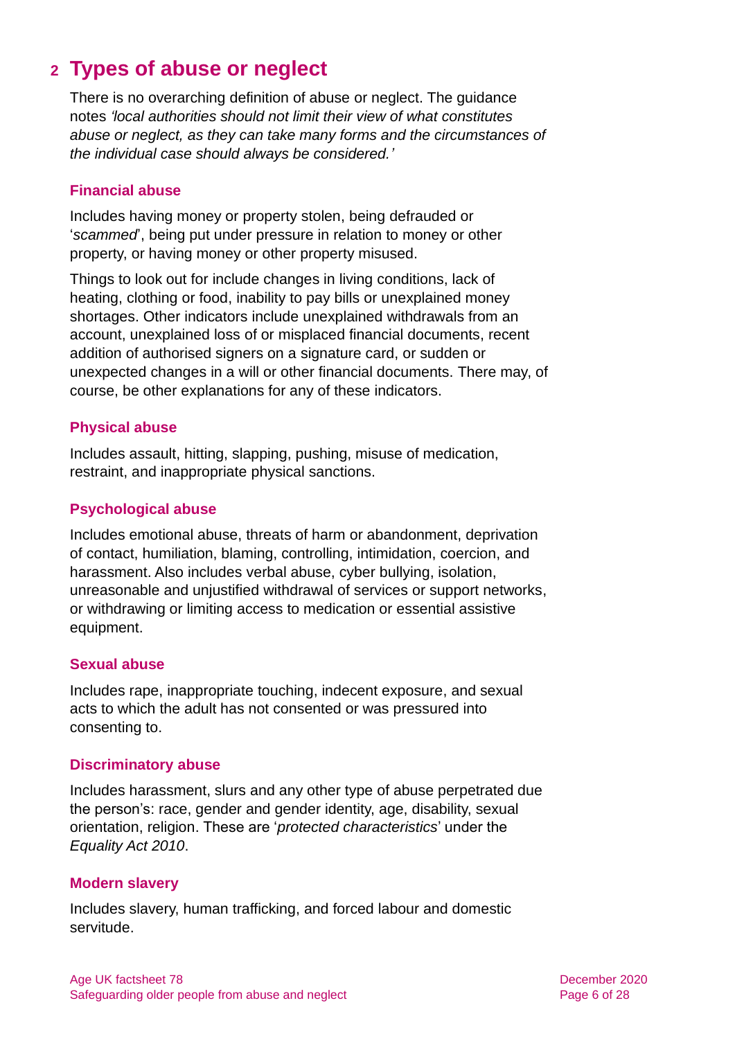## 2 Types of abuse or neglect

There is no overarching definition of abuse or neglect. The guidance notes *'local authorities should not limit their view of what constitutes abuse or neglect, as they can take many forms and the circumstances of the individual case should always be considered.'*

### Financial abuse

Includes having money or property stolen, being defrauded or '*scammed*', being put under pressure in relation to money or other property, or having money or other property misused.

Things to look out for include changes in living conditions, lack of heating, clothing or food, inability to pay bills or unexplained money shortages. Other indicators include unexplained withdrawals from an account, unexplained loss of or misplaced financial documents, recent addition of authorised signers on a signature card, or sudden or unexpected changes in a will or other financial documents. There may, of course, be other explanations for any of these indicators.

### Physical abuse

Includes assault, hitting, slapping, pushing, misuse of medication, restraint, and inappropriate physical sanctions.

### Psychological abuse

Includes emotional abuse, threats of harm or abandonment, deprivation of contact, humiliation, blaming, controlling, intimidation, coercion, and harassment. Also includes verbal abuse, cyber bullying, isolation, unreasonable and unjustified withdrawal of services or support networks, or withdrawing or limiting access to medication or essential assistive equipment.

### Sexual abuse

Includes rape, inappropriate touching, indecent exposure, and sexual acts to which the adult has not consented or was pressured into consenting to.

### Discriminatory abuse

Includes harassment, slurs and any other type of abuse perpetrated due the person's: race, gender and gender identity, age, disability, sexual orientation, religion. These are '*protected characteristics*' under the *Equality Act 2010*.

### Modern slavery

Includes slavery, human trafficking, and forced labour and domestic servitude.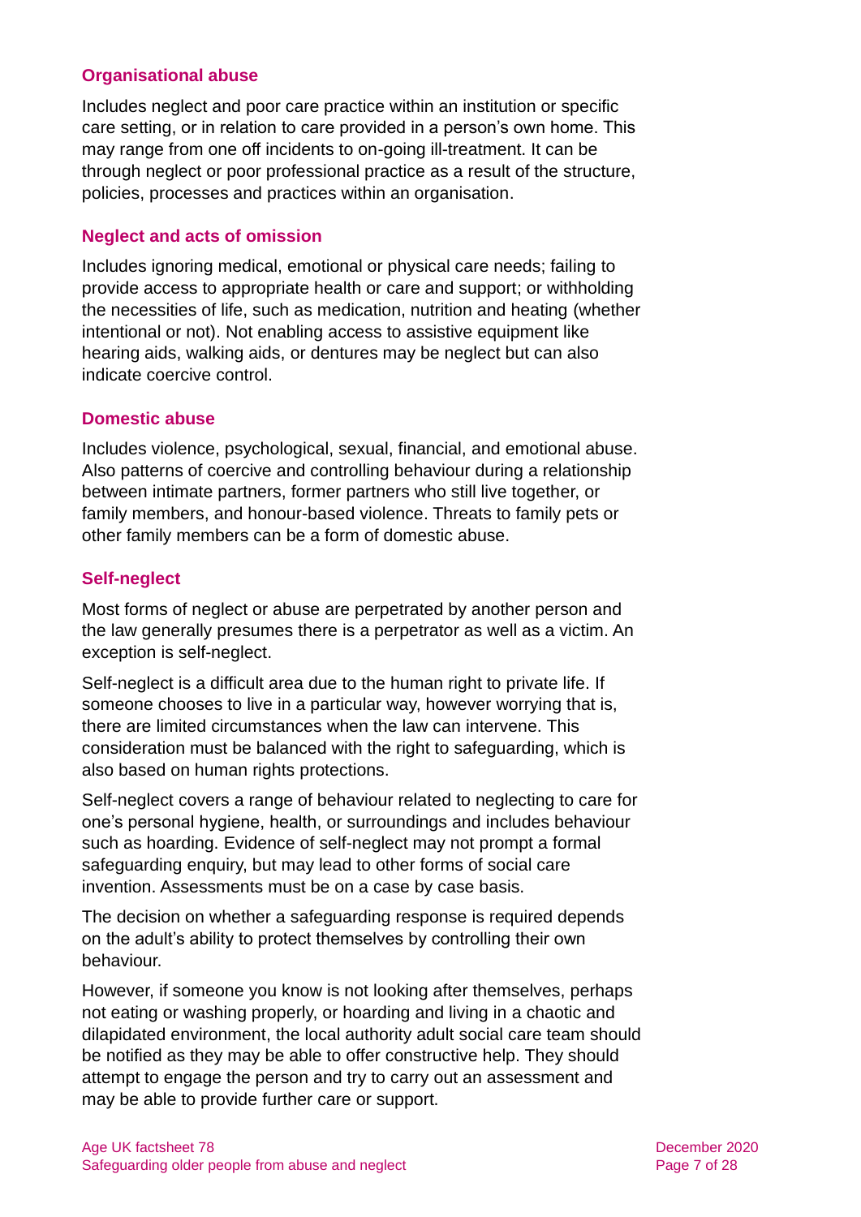### Organisational abuse

Includes neglect and poor care practice within an institution or specific care setting, or in relation to care provided in a person's own home. This may range from one off incidents to on-going ill-treatment. It can be through neglect or poor professional practice as a result of the structure, policies, processes and practices within an organisation.

### Neglect and acts of omission

Includes ignoring medical, emotional or physical care needs; failing to provide access to appropriate health or care and support; or withholding the necessities of life, such as medication, nutrition and heating (whether intentional or not). Not enabling access to assistive equipment like hearing aids, walking aids, or dentures may be neglect but can also indicate coercive control.

### Domestic abuse

Includes violence, psychological, sexual, financial, and emotional abuse. Also patterns of coercive and controlling behaviour during a relationship between intimate partners, former partners who still live together, or family members, and honour-based violence. Threats to family pets or other family members can be a form of domestic abuse.

### Self-neglect

Most forms of neglect or abuse are perpetrated by another person and the law generally presumes there is a perpetrator as well as a victim. An exception is self-neglect.

Self-neglect is a difficult area due to the human right to private life. If someone chooses to live in a particular way, however worrying that is, there are limited circumstances when the law can intervene. This consideration must be balanced with the right to safeguarding, which is also based on human rights protections.

Self-neglect covers a range of behaviour related to neglecting to care for one's personal hygiene, health, or surroundings and includes behaviour such as hoarding. Evidence of self-neglect may not prompt a formal safeguarding enquiry, but may lead to other forms of social care invention. Assessments must be on a case by case basis.

The decision on whether a safeguarding response is required depends on the adult's ability to protect themselves by controlling their own behaviour.

However, if someone you know is not looking after themselves, perhaps not eating or washing properly, or hoarding and living in a chaotic and dilapidated environment, the local authority adult social care team should be notified as they may be able to offer constructive help. They should attempt to engage the person and try to carry out an assessment and may be able to provide further care or support.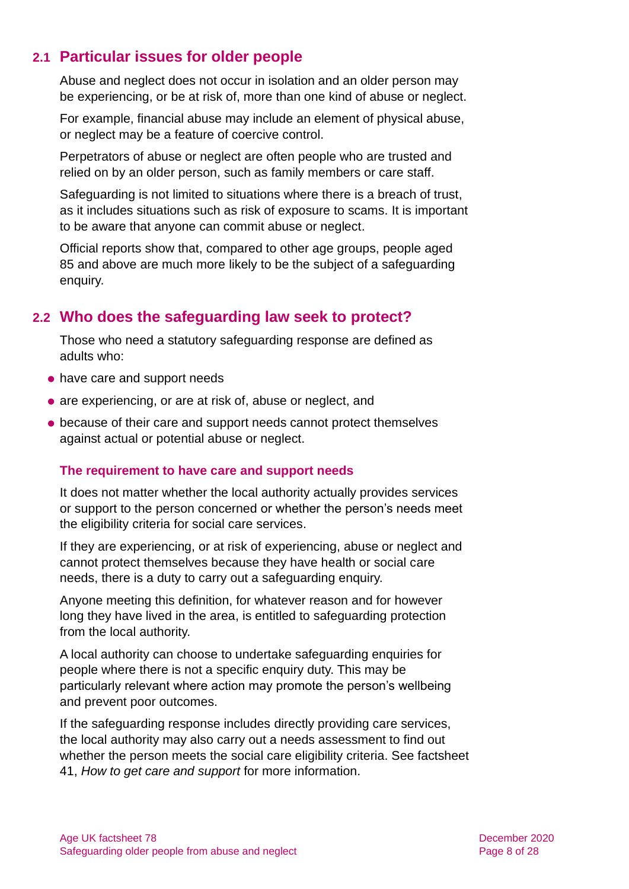## 2.1 Particular issues for older people

Abuse and neglect does not occur in isolation and an older person may be experiencing, or be at risk of, more than one kind of abuse or neglect.

For example, financial abuse may include an element of physical abuse, or neglect may be a feature of coercive control.

Perpetrators of abuse or neglect are often people who are trusted and relied on by an older person, such as family members or care staff.

Safeguarding is not limited to situations where there is a breach of trust, as it includes situations such as risk of exposure to scams. It is important to be aware that anyone can commit abuse or neglect.

Official reports show that, compared to other age groups, people aged 85 and above are much more likely to be the subject of a safeguarding enquiry.

## 2.2 Who does the safeguarding law seek to protect?

Those who need a statutory safeguarding response are defined as adults who:

- have care and support needs
- are experiencing, or are at risk of, abuse or neglect, and
- because of their care and support needs cannot protect themselves against actual or potential abuse or neglect.

### The requirement to have care and support needs

It does not matter whether the local authority actually provides services or support to the person concerned or whether the person's needs meet the eligibility criteria for social care services.

If they are experiencing, or at risk of experiencing, abuse or neglect and cannot protect themselves because they have health or social care needs, there is a duty to carry out a safeguarding enquiry.

Anyone meeting this definition, for whatever reason and for however long they have lived in the area, is entitled to safeguarding protection from the local authority.

A local authority can choose to undertake safeguarding enquiries for people where there is not a specific enquiry duty. This may be particularly relevant where action may promote the person's wellbeing and prevent poor outcomes.

If the safeguarding response includes directly providing care services, the local authority may also carry out a needs assessment to find out whether the person meets the social care eligibility criteria. See factsheet 41, *How to get care and support* for more information.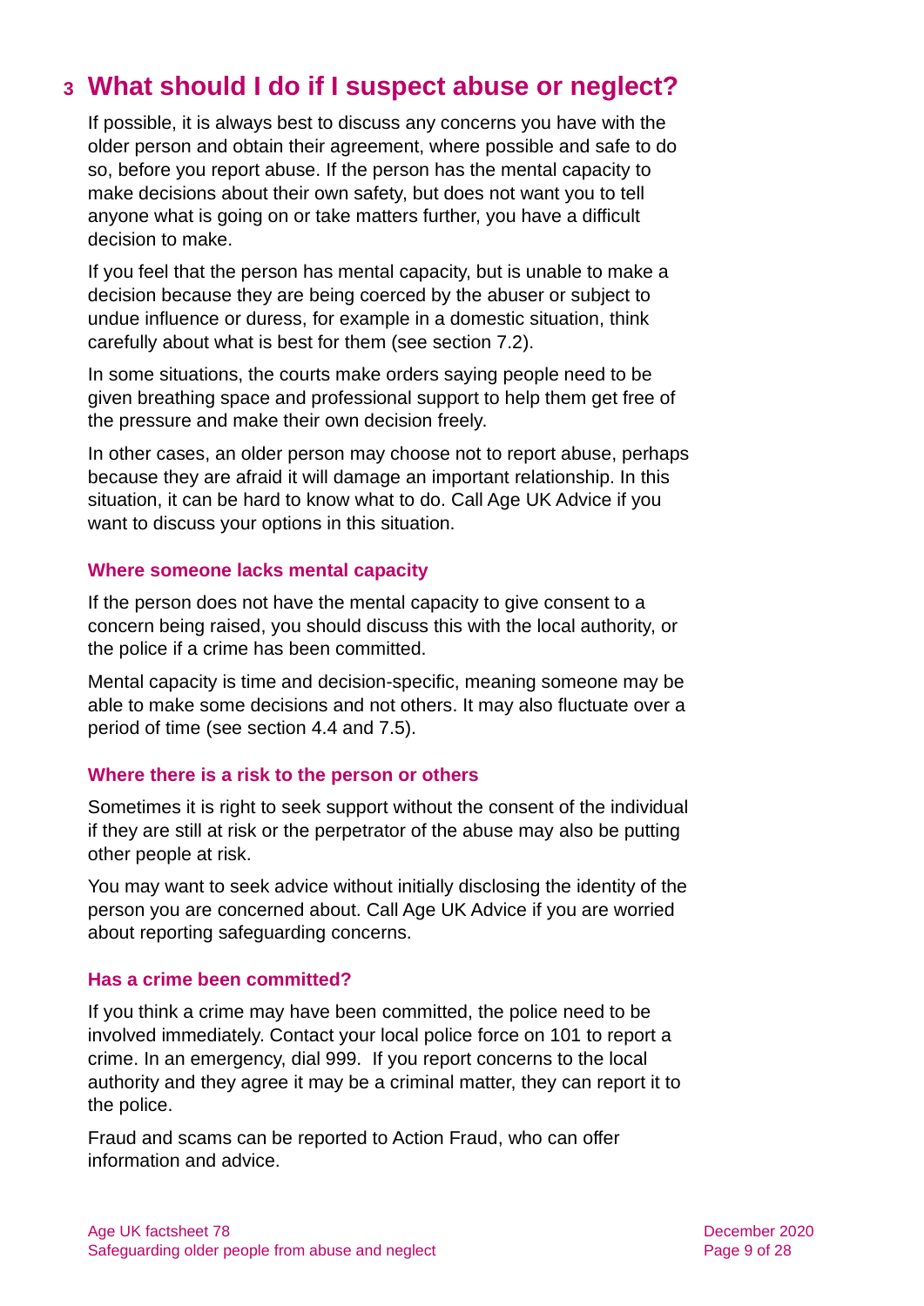## 3 What should I do if I suspect abuse or neglect?

If possible, it is always best to discuss any concerns you have with the older person and obtain their agreement, where possible and safe to do so, before you report abuse. If the person has the mental capacity to make decisions about their own safety, but does not want you to tell anyone what is going on or take matters further, you have a difficult decision to make.

If you feel that the person has mental capacity, but is unable to make a decision because they are being coerced by the abuser or subject to undue influence or duress, for example in a domestic situation, think carefully about what is best for them (see section 7.2).

In some situations, the courts make orders saying people need to be given breathing space and professional support to help them get free of the pressure and make their own decision freely.

In other cases, an older person may choose not to report abuse, perhaps because they are afraid it will damage an important relationship. In this situation, it can be hard to know what to do. Call Age UK Advice if you want to discuss your options in this situation.

### Where someone lacks mental capacity

If the person does not have the mental capacity to give consent to a concern being raised, you should discuss this with the local authority, or the police if a crime has been committed.

Mental capacity is time and decision-specific, meaning someone may be able to make some decisions and not others. It may also fluctuate over a period of time (see section 4.4 and 7.5).

### Where there is a risk to the person or others

Sometimes it is right to seek support without the consent of the individual if they are still at risk or the perpetrator of the abuse may also be putting other people at risk.

You may want to seek advice without initially disclosing the identity of the person you are concerned about. Call Age UK Advice if you are worried about reporting safeguarding concerns.

### Has a crime been committed?

If you think a crime may have been committed, the police need to be involved immediately. Contact your local police force on 101 to report a crime. In an emergency, dial 999. If you report concerns to the local authority and they agree it may be a criminal matter, they can report it to the police.

Fraud and scams can be reported to Action Fraud, who can offer information and advice.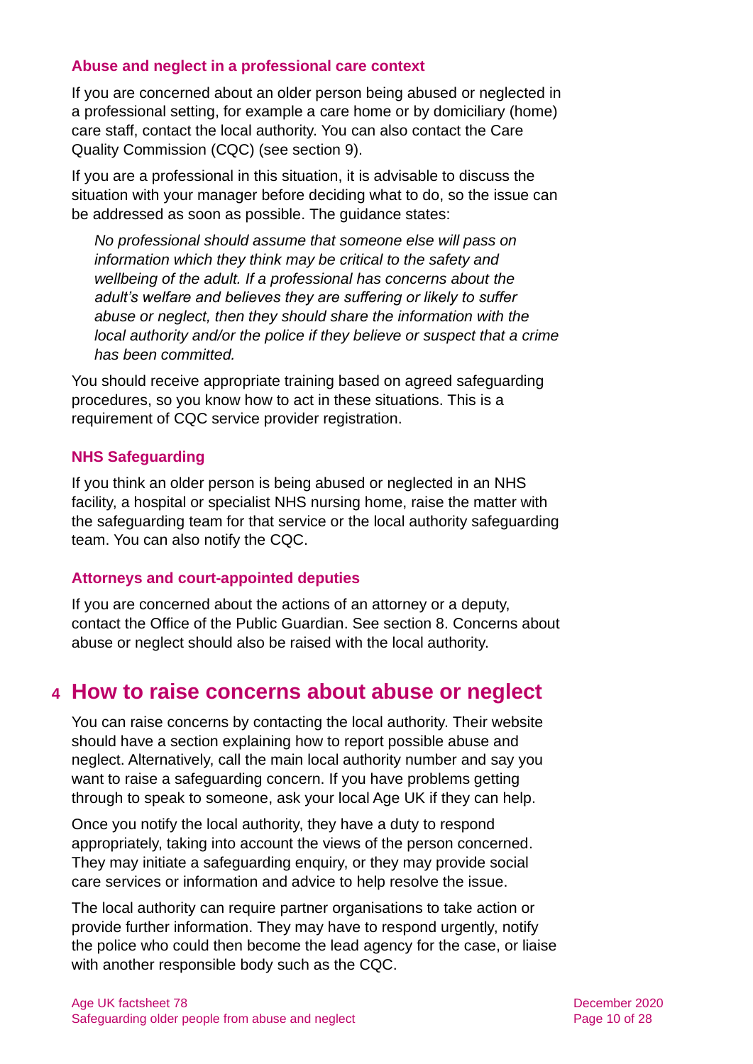### Abuse and neglect in a professional care context

If you are concerned about an older person being abused or neglected in a professional setting, for example a care home or by domiciliary (home) care staff, contact the local authority. You can also contact the Care Quality Commission (CQC) (see section 9).

If you are a professional in this situation, it is advisable to discuss the situation with your manager before deciding what to do, so the issue can be addressed as soon as possible. The guidance states:

> *No professional should assume that someone else will pass on information which they think may be critical to the safety and wellbeing of the adult. If a professional has concerns about the adult's welfare and believes they are suffering or likely to suffer abuse or neglect, then they should share the information with the local authority and/or the police if they believe or suspect that a crime has been committed.*

You should receive appropriate training based on agreed safeguarding procedures, so you know how to act in these situations. This is a requirement of CQC service provider registration.

### NHS Safeguarding

If you think an older person is being abused or neglected in an NHS facility, a hospital or specialist NHS nursing home, raise the matter with the safeguarding team for that service or the local authority safeguarding team. You can also notify the CQC.

### Attorneys and court-appointed deputies

If you are concerned about the actions of an attorney or a deputy, contact the Office of the Public Guardian. See section 8. Concerns about abuse or neglect should also be raised with the local authority.

## 4 How to raise concerns about abuse or neglect

You can raise concerns by contacting the local authority. Their website should have a section explaining how to report possible abuse and neglect. Alternatively, call the main local authority number and say you want to raise a safeguarding concern. If you have problems getting through to speak to someone, ask your local Age UK if they can help.

Once you notify the local authority, they have a duty to respond appropriately, taking into account the views of the person concerned. They may initiate a safeguarding enquiry, or they may provide social care services or information and advice to help resolve the issue.

The local authority can require partner organisations to take action or provide further information. They may have to respond urgently, notify the police who could then become the lead agency for the case, or liaise with another responsible body such as the CQC.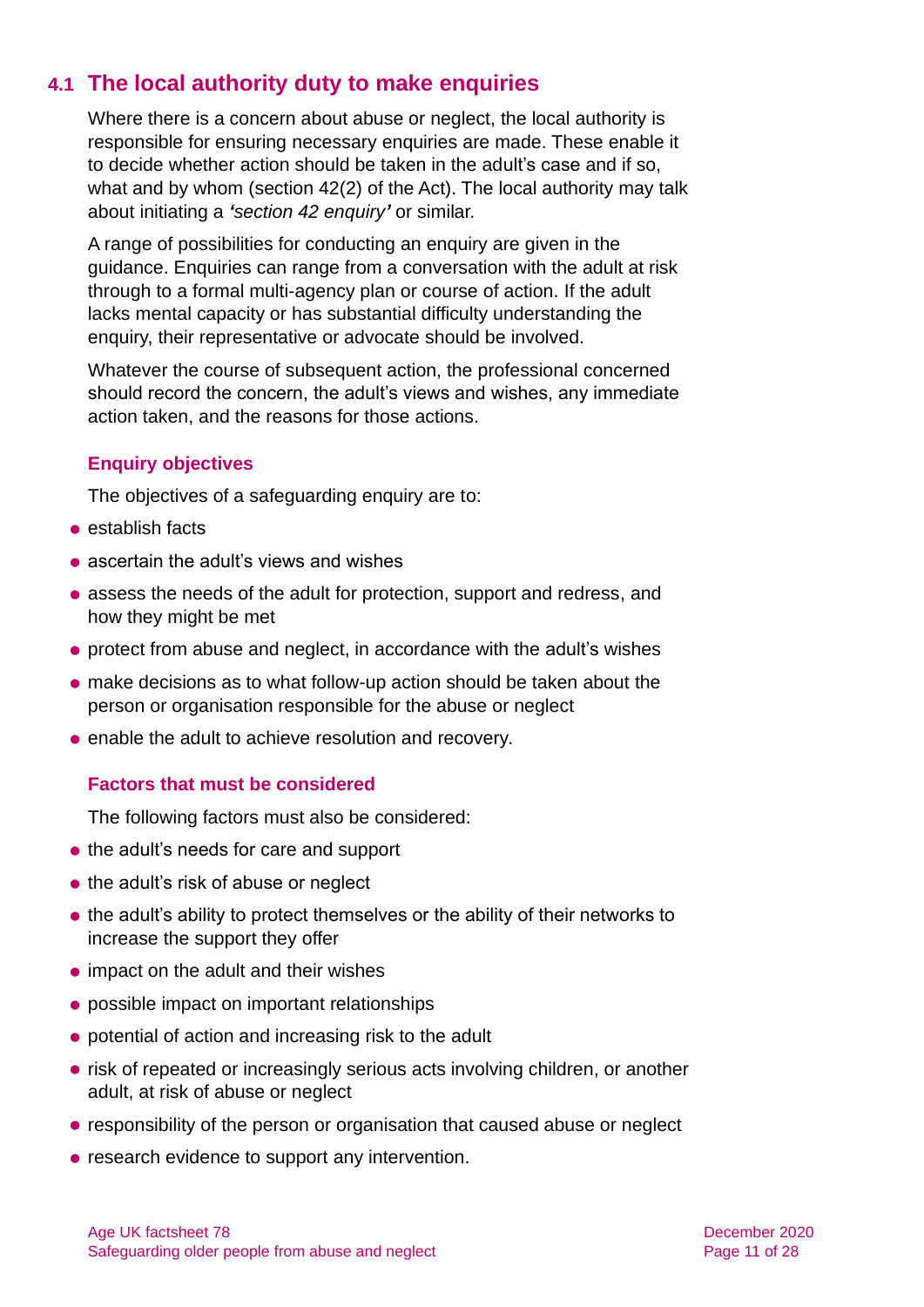## 4.1 The local authority duty to make enquiries

Where there is a concern about abuse or neglect, the local authority is responsible for ensuring necessary enquiries are made. These enable it to decide whether action should be taken in the adult's case and if so, what and by whom (section 42(2) of the Act). The local authority may talk about initiating a *'section 42 enquiry'* or similar.

A range of possibilities for conducting an enquiry are given in the guidance. Enquiries can range from a conversation with the adult at risk through to a formal multi-agency plan or course of action. If the adult lacks mental capacity or has substantial difficulty understanding the enquiry, their representative or advocate should be involved.

Whatever the course of subsequent action, the professional concerned should record the concern, the adult's views and wishes, any immediate action taken, and the reasons for those actions.

### Enquiry objectives

The objectives of a safeguarding enquiry are to:

- establish facts
- ascertain the adult's views and wishes
- assess the needs of the adult for protection, support and redress, and how they might be met
- protect from abuse and neglect, in accordance with the adult's wishes
- make decisions as to what follow-up action should be taken about the person or organisation responsible for the abuse or neglect
- enable the adult to achieve resolution and recovery.

### Factors that must be considered

The following factors must also be considered:

- the adult's needs for care and support
- the adult's risk of abuse or neglect
- the adult's ability to protect themselves or the ability of their networks to increase the support they offer
- impact on the adult and their wishes
- possible impact on important relationships
- potential of action and increasing risk to the adult
- risk of repeated or increasingly serious acts involving children, or another adult, at risk of abuse or neglect
- responsibility of the person or organisation that caused abuse or neglect
- research evidence to support any intervention.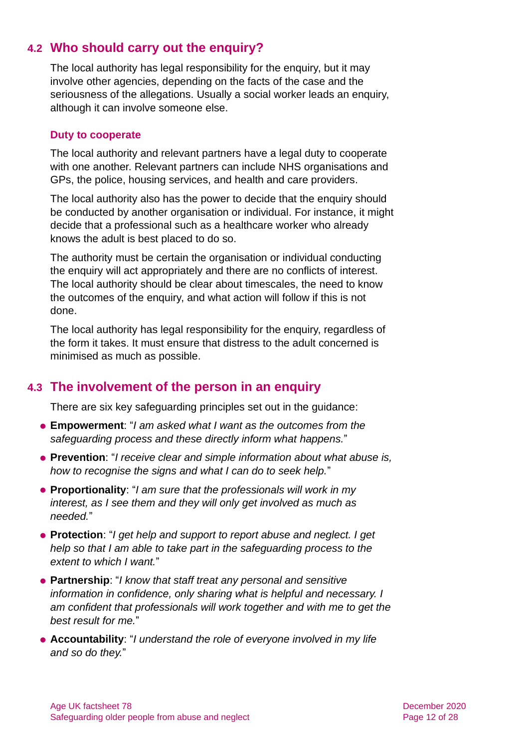## 4.2 Who should carry out the enquiry?

The local authority has legal responsibility for the enquiry, but it may involve other agencies, depending on the facts of the case and the seriousness of the allegations. Usually a social worker leads an enquiry, although it can involve someone else.

### Duty to cooperate

The local authority and relevant partners have a legal duty to cooperate with one another. Relevant partners can include NHS organisations and GPs, the police, housing services, and health and care providers.

The local authority also has the power to decide that the enquiry should be conducted by another organisation or individual. For instance, it might decide that a professional such as a healthcare worker who already knows the adult is best placed to do so.

The authority must be certain the organisation or individual conducting the enquiry will act appropriately and there are no conflicts of interest. The local authority should be clear about timescales, the need to know the outcomes of the enquiry, and what action will follow if this is not done.

The local authority has legal responsibility for the enquiry, regardless of the form it takes. It must ensure that distress to the adult concerned is minimised as much as possible.

## 4.3 The involvement of the person in an enquiry

There are six key safeguarding principles set out in the guidance:

- **Empowerment**: "*I am asked what I want as the outcomes from the safeguarding process and these directly inform what happens.*"
- **Prevention**: "*I receive clear and simple information about what abuse is, how to recognise the signs and what I can do to seek help.*"
- **Proportionality**: "*I am sure that the professionals will work in my interest, as I see them and they will only get involved as much as needed.*"
- **Protection**: "*I get help and support to report abuse and neglect. I get help so that I am able to take part in the safeguarding process to the extent to which I want.*"
- **Partnership**: "*I know that staff treat any personal and sensitive information in confidence, only sharing what is helpful and necessary. I am confident that professionals will work together and with me to get the best result for me.*"
- **Accountability**: "*I understand the role of everyone involved in my life and so do they.*"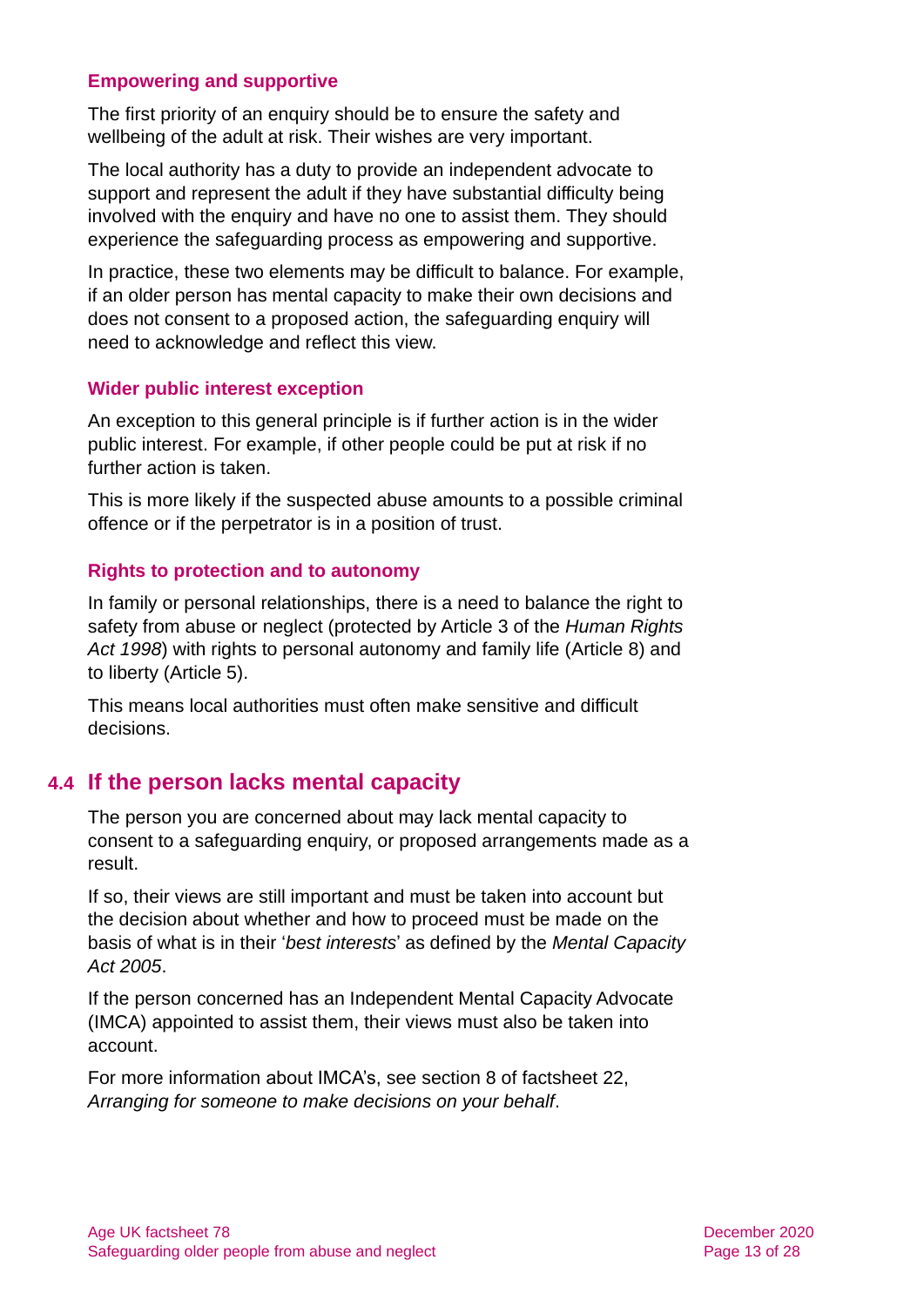### Empowering and supportive

The first priority of an enquiry should be to ensure the safety and wellbeing of the adult at risk. Their wishes are very important.

The local authority has a duty to provide an independent advocate to support and represent the adult if they have substantial difficulty being involved with the enquiry and have no one to assist them. They should experience the safeguarding process as empowering and supportive.

In practice, these two elements may be difficult to balance. For example, if an older person has mental capacity to make their own decisions and does not consent to a proposed action, the safeguarding enquiry will need to acknowledge and reflect this view.

### Wider public interest exception

An exception to this general principle is if further action is in the wider public interest. For example, if other people could be put at risk if no further action is taken.

This is more likely if the suspected abuse amounts to a possible criminal offence or if the perpetrator is in a position of trust.

### Rights to protection and to autonomy

In family or personal relationships, there is a need to balance the right to safety from abuse or neglect (protected by Article 3 of the *Human Rights Act 1998*) with rights to personal autonomy and family life (Article 8) and to liberty (Article 5).

This means local authorities must often make sensitive and difficult decisions.

## 4.4 If the person lacks mental capacity

The person you are concerned about may lack mental capacity to consent to a safeguarding enquiry, or proposed arrangements made as a result.

If so, their views are still important and must be taken into account but the decision about whether and how to proceed must be made on the basis of what is in their '*best interests*' as defined by the *Mental Capacity Act 2005*.

If the person concerned has an Independent Mental Capacity Advocate (IMCA) appointed to assist them, their views must also be taken into account.

For more information about IMCA's, see section 8 of factsheet 22, *Arranging for someone to make decisions on your behalf*.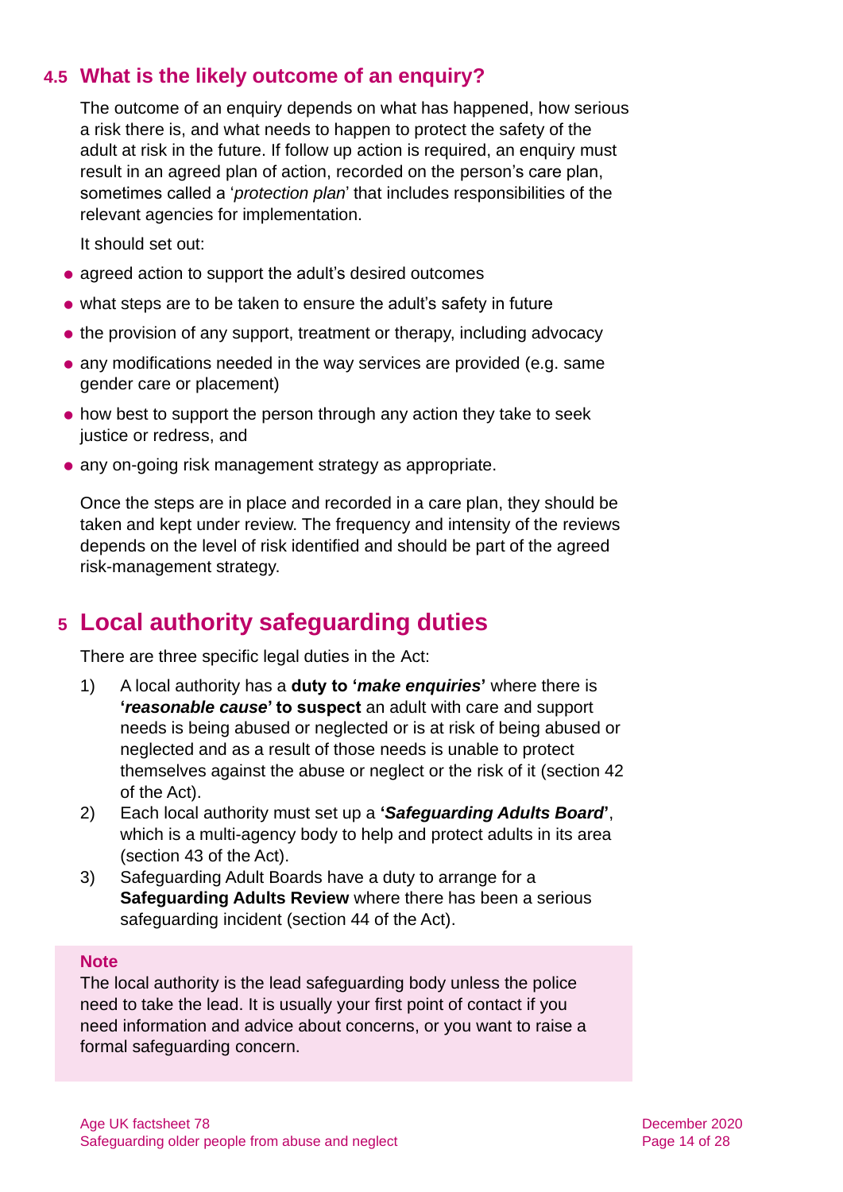## 4.5 What is the likely outcome of an enquiry?

The outcome of an enquiry depends on what has happened, how serious a risk there is, and what needs to happen to protect the safety of the adult at risk in the future. If follow up action is required, an enquiry must result in an agreed plan of action, recorded on the person's care plan, sometimes called a '*protection plan*' that includes responsibilities of the relevant agencies for implementation.

It should set out:

- agreed action to support the adult's desired outcomes
- what steps are to be taken to ensure the adult's safety in future
- the provision of any support, treatment or therapy, including advocacy
- any modifications needed in the way services are provided (e.g. same gender care or placement)
- how best to support the person through any action they take to seek justice or redress, and
- any on-going risk management strategy as appropriate.

Once the steps are in place and recorded in a care plan, they should be taken and kept under review. The frequency and intensity of the reviews depends on the level of risk identified and should be part of the agreed risk-management strategy.

# 5 Local authority safeguarding duties

There are three specific legal duties in the Act:

1) A local authority has a **duty to '*make enquiries*'** where there is **'*reasonable cause*' to suspect** an adult with care and support needs is being abused or neglected or is at risk of being abused or neglected and as a result of those needs is unable to protect themselves against the abuse or neglect or the risk of it (section 42 of the Act).
2) Each local authority must set up a **'*Safeguarding Adults Board*'**, which is a multi-agency body to help and protect adults in its area (section 43 of the Act).
3) Safeguarding Adult Boards have a duty to arrange for a **Safeguarding Adults Review** where there has been a serious safeguarding incident (section 44 of the Act).

**Note**

The local authority is the lead safeguarding body unless the police need to take the lead. It is usually your first point of contact if you need information and advice about concerns, or you want to raise a formal safeguarding concern.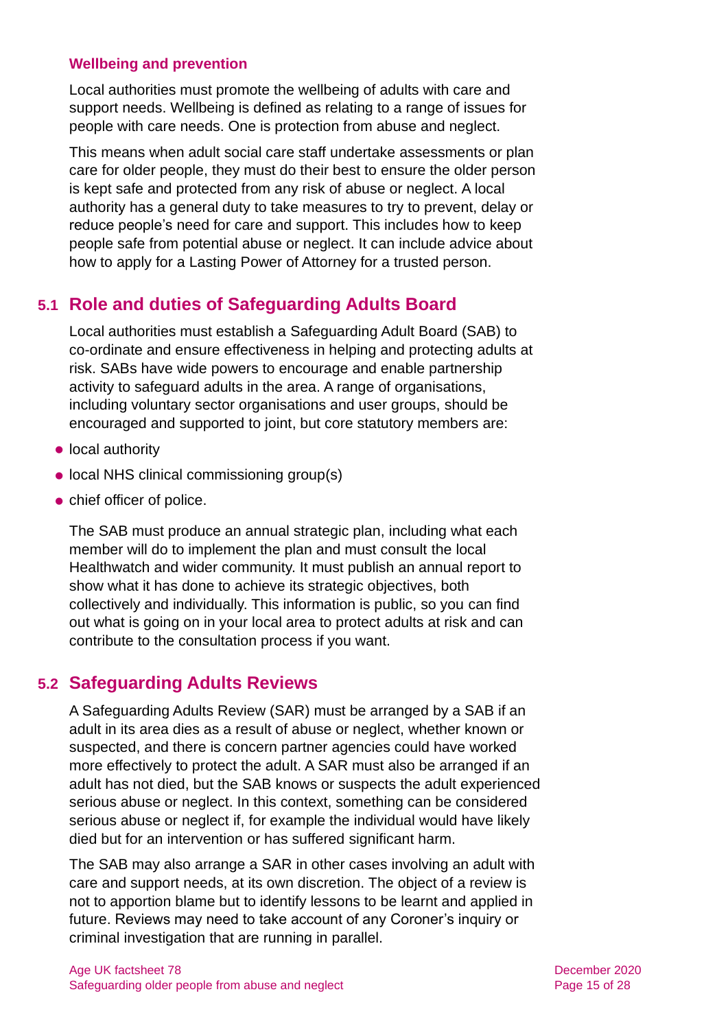### Wellbeing and prevention

Local authorities must promote the wellbeing of adults with care and support needs. Wellbeing is defined as relating to a range of issues for people with care needs. One is protection from abuse and neglect.

This means when adult social care staff undertake assessments or plan care for older people, they must do their best to ensure the older person is kept safe and protected from any risk of abuse or neglect. A local authority has a general duty to take measures to try to prevent, delay or reduce people's need for care and support. This includes how to keep people safe from potential abuse or neglect. It can include advice about how to apply for a Lasting Power of Attorney for a trusted person.

## 5.1 Role and duties of Safeguarding Adults Board

Local authorities must establish a Safeguarding Adult Board (SAB) to co-ordinate and ensure effectiveness in helping and protecting adults at risk. SABs have wide powers to encourage and enable partnership activity to safeguard adults in the area. A range of organisations, including voluntary sector organisations and user groups, should be encouraged and supported to joint, but core statutory members are:

- local authority
- local NHS clinical commissioning group(s)
- chief officer of police.

The SAB must produce an annual strategic plan, including what each member will do to implement the plan and must consult the local Healthwatch and wider community. It must publish an annual report to show what it has done to achieve its strategic objectives, both collectively and individually. This information is public, so you can find out what is going on in your local area to protect adults at risk and can contribute to the consultation process if you want.

## 5.2 Safeguarding Adults Reviews

A Safeguarding Adults Review (SAR) must be arranged by a SAB if an adult in its area dies as a result of abuse or neglect, whether known or suspected, and there is concern partner agencies could have worked more effectively to protect the adult. A SAR must also be arranged if an adult has not died, but the SAB knows or suspects the adult experienced serious abuse or neglect. In this context, something can be considered serious abuse or neglect if, for example the individual would have likely died but for an intervention or has suffered significant harm.

The SAB may also arrange a SAR in other cases involving an adult with care and support needs, at its own discretion. The object of a review is not to apportion blame but to identify lessons to be learnt and applied in future. Reviews may need to take account of any Coroner's inquiry or criminal investigation that are running in parallel.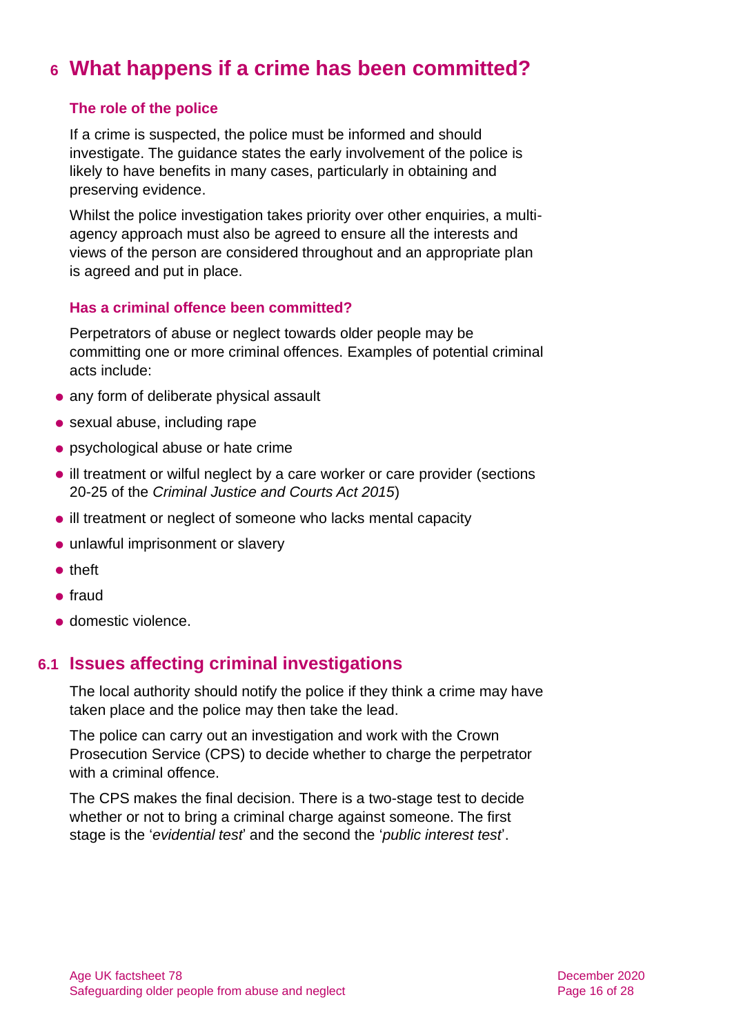# 6 What happens if a crime has been committed?

### The role of the police

If a crime is suspected, the police must be informed and should investigate. The guidance states the early involvement of the police is likely to have benefits in many cases, particularly in obtaining and preserving evidence.

Whilst the police investigation takes priority over other enquiries, a multi-agency approach must also be agreed to ensure all the interests and views of the person are considered throughout and an appropriate plan is agreed and put in place.

### Has a criminal offence been committed?

Perpetrators of abuse or neglect towards older people may be committing one or more criminal offences. Examples of potential criminal acts include:

- any form of deliberate physical assault
- sexual abuse, including rape
- psychological abuse or hate crime
- ill treatment or wilful neglect by a care worker or care provider (sections 20-25 of the *Criminal Justice and Courts Act 2015*)
- ill treatment or neglect of someone who lacks mental capacity
- unlawful imprisonment or slavery
- theft
- fraud
- domestic violence.

## 6.1 Issues affecting criminal investigations

The local authority should notify the police if they think a crime may have taken place and the police may then take the lead.

The police can carry out an investigation and work with the Crown Prosecution Service (CPS) to decide whether to charge the perpetrator with a criminal offence.

The CPS makes the final decision. There is a two-stage test to decide whether or not to bring a criminal charge against someone. The first stage is the '*evidential test*' and the second the '*public interest test*'.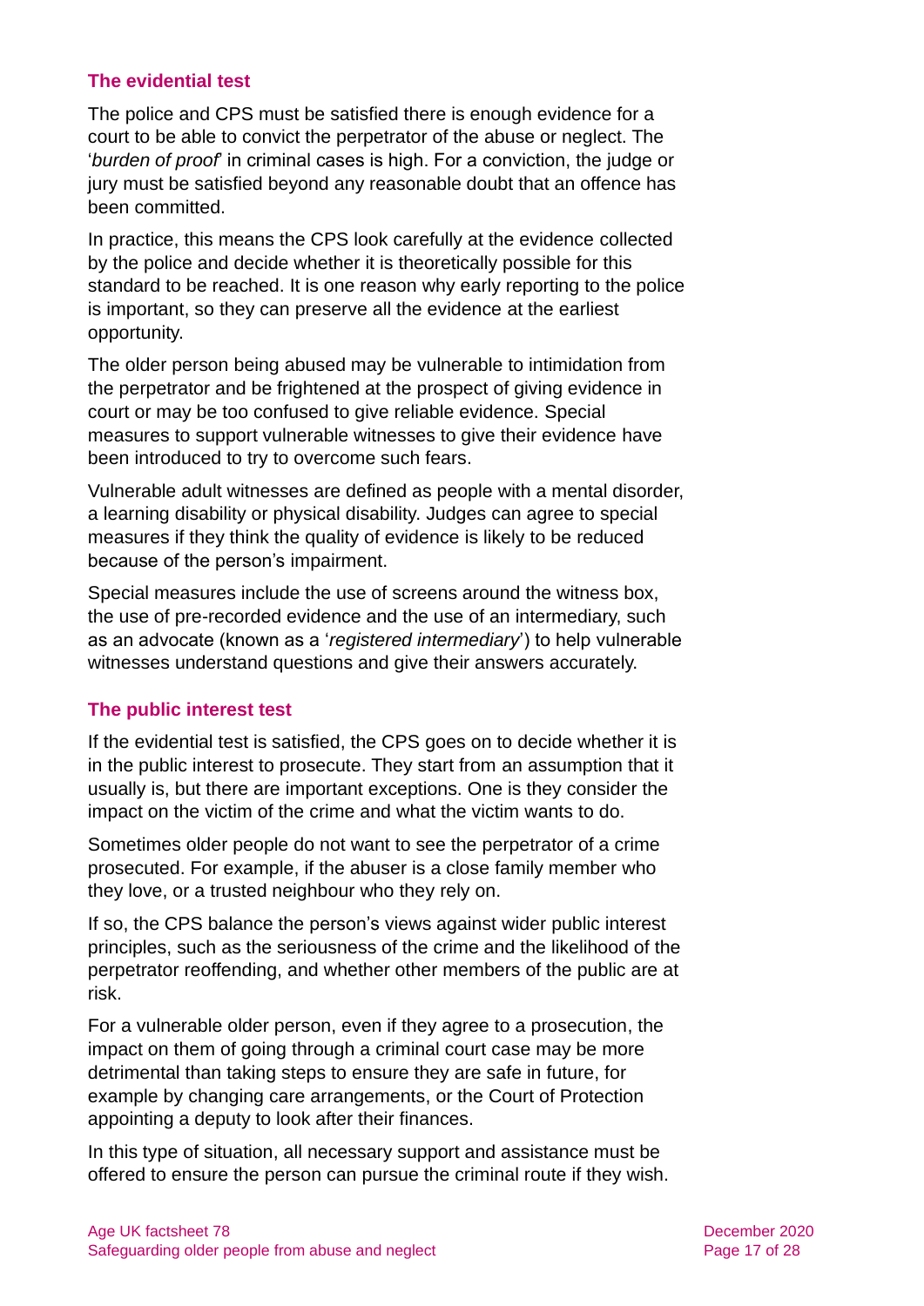### The evidential test

The police and CPS must be satisfied there is enough evidence for a court to be able to convict the perpetrator of the abuse or neglect. The '*burden of proof*' in criminal cases is high. For a conviction, the judge or jury must be satisfied beyond any reasonable doubt that an offence has been committed.

In practice, this means the CPS look carefully at the evidence collected by the police and decide whether it is theoretically possible for this standard to be reached. It is one reason why early reporting to the police is important, so they can preserve all the evidence at the earliest opportunity.

The older person being abused may be vulnerable to intimidation from the perpetrator and be frightened at the prospect of giving evidence in court or may be too confused to give reliable evidence. Special measures to support vulnerable witnesses to give their evidence have been introduced to try to overcome such fears.

Vulnerable adult witnesses are defined as people with a mental disorder, a learning disability or physical disability. Judges can agree to special measures if they think the quality of evidence is likely to be reduced because of the person's impairment.

Special measures include the use of screens around the witness box, the use of pre-recorded evidence and the use of an intermediary, such as an advocate (known as a '*registered intermediary*') to help vulnerable witnesses understand questions and give their answers accurately.

### The public interest test

If the evidential test is satisfied, the CPS goes on to decide whether it is in the public interest to prosecute. They start from an assumption that it usually is, but there are important exceptions. One is they consider the impact on the victim of the crime and what the victim wants to do.

Sometimes older people do not want to see the perpetrator of a crime prosecuted. For example, if the abuser is a close family member who they love, or a trusted neighbour who they rely on.

If so, the CPS balance the person's views against wider public interest principles, such as the seriousness of the crime and the likelihood of the perpetrator reoffending, and whether other members of the public are at risk.

For a vulnerable older person, even if they agree to a prosecution, the impact on them of going through a criminal court case may be more detrimental than taking steps to ensure they are safe in future, for example by changing care arrangements, or the Court of Protection appointing a deputy to look after their finances.

In this type of situation, all necessary support and assistance must be offered to ensure the person can pursue the criminal route if they wish.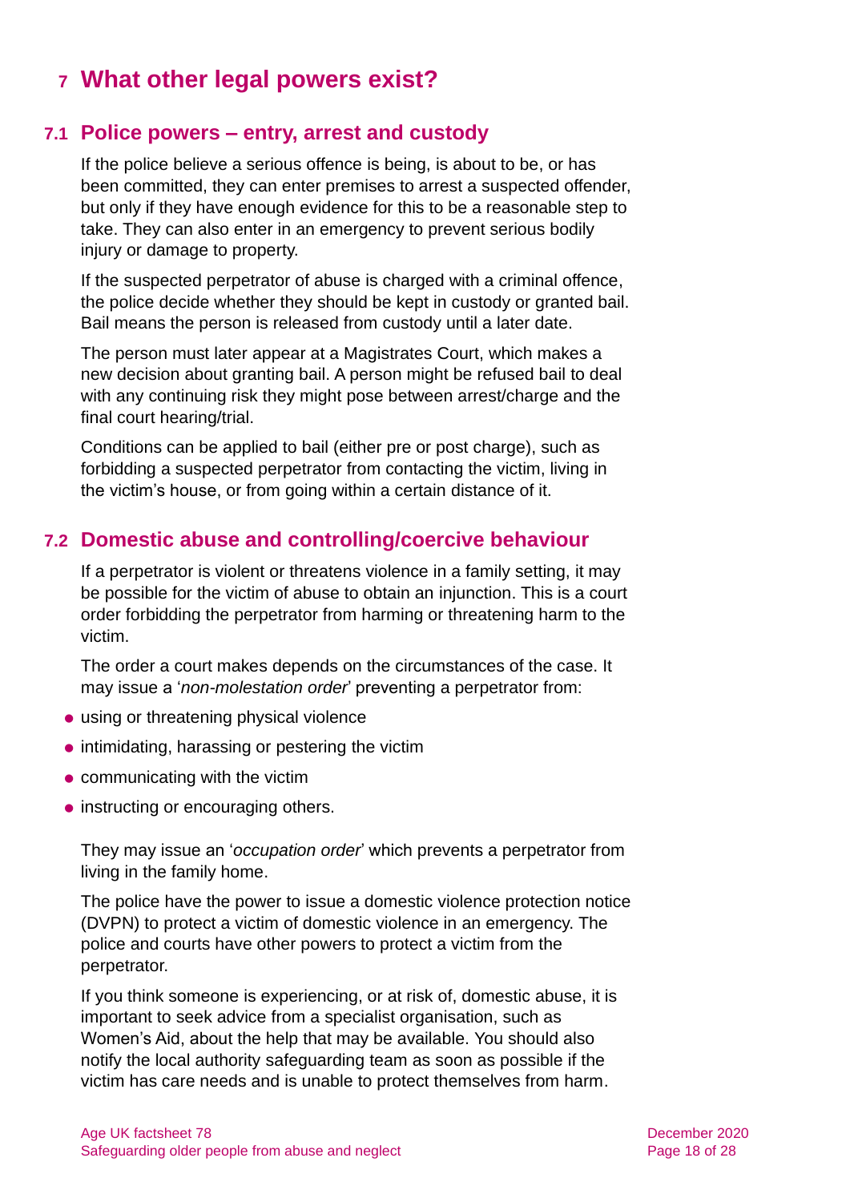# 7 What other legal powers exist?

## 7.1 Police powers – entry, arrest and custody

If the police believe a serious offence is being, is about to be, or has been committed, they can enter premises to arrest a suspected offender, but only if they have enough evidence for this to be a reasonable step to take. They can also enter in an emergency to prevent serious bodily injury or damage to property.

If the suspected perpetrator of abuse is charged with a criminal offence, the police decide whether they should be kept in custody or granted bail. Bail means the person is released from custody until a later date.

The person must later appear at a Magistrates Court, which makes a new decision about granting bail. A person might be refused bail to deal with any continuing risk they might pose between arrest/charge and the final court hearing/trial.

Conditions can be applied to bail (either pre or post charge), such as forbidding a suspected perpetrator from contacting the victim, living in the victim's house, or from going within a certain distance of it.

## 7.2 Domestic abuse and controlling/coercive behaviour

If a perpetrator is violent or threatens violence in a family setting, it may be possible for the victim of abuse to obtain an injunction. This is a court order forbidding the perpetrator from harming or threatening harm to the victim.

The order a court makes depends on the circumstances of the case. It may issue a '*non-molestation order*' preventing a perpetrator from:

- using or threatening physical violence
- intimidating, harassing or pestering the victim
- communicating with the victim
- instructing or encouraging others.

They may issue an '*occupation order*' which prevents a perpetrator from living in the family home.

The police have the power to issue a domestic violence protection notice (DVPN) to protect a victim of domestic violence in an emergency. The police and courts have other powers to protect a victim from the perpetrator.

If you think someone is experiencing, or at risk of, domestic abuse, it is important to seek advice from a specialist organisation, such as Women's Aid, about the help that may be available. You should also notify the local authority safeguarding team as soon as possible if the victim has care needs and is unable to protect themselves from harm.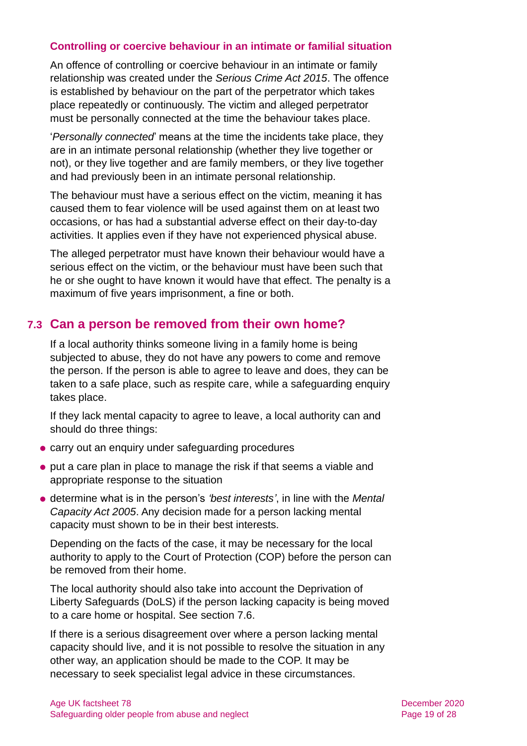### Controlling or coercive behaviour in an intimate or familial situation

An offence of controlling or coercive behaviour in an intimate or family relationship was created under the *Serious Crime Act 2015*. The offence is established by behaviour on the part of the perpetrator which takes place repeatedly or continuously. The victim and alleged perpetrator must be personally connected at the time the behaviour takes place.

'*Personally connected*' means at the time the incidents take place, they are in an intimate personal relationship (whether they live together or not), or they live together and are family members, or they live together and had previously been in an intimate personal relationship.

The behaviour must have a serious effect on the victim, meaning it has caused them to fear violence will be used against them on at least two occasions, or has had a substantial adverse effect on their day-to-day activities. It applies even if they have not experienced physical abuse.

The alleged perpetrator must have known their behaviour would have a serious effect on the victim, or the behaviour must have been such that he or she ought to have known it would have that effect. The penalty is a maximum of five years imprisonment, a fine or both.

## 7.3 Can a person be removed from their own home?

If a local authority thinks someone living in a family home is being subjected to abuse, they do not have any powers to come and remove the person. If the person is able to agree to leave and does, they can be taken to a safe place, such as respite care, while a safeguarding enquiry takes place.

If they lack mental capacity to agree to leave, a local authority can and should do three things:

- carry out an enquiry under safeguarding procedures
- put a care plan in place to manage the risk if that seems a viable and appropriate response to the situation
- determine what is in the person's *'best interests'*, in line with the *Mental Capacity Act 2005*. Any decision made for a person lacking mental capacity must shown to be in their best interests.

Depending on the facts of the case, it may be necessary for the local authority to apply to the Court of Protection (COP) before the person can be removed from their home.

The local authority should also take into account the Deprivation of Liberty Safeguards (DoLS) if the person lacking capacity is being moved to a care home or hospital. See section 7.6.

If there is a serious disagreement over where a person lacking mental capacity should live, and it is not possible to resolve the situation in any other way, an application should be made to the COP. It may be necessary to seek specialist legal advice in these circumstances.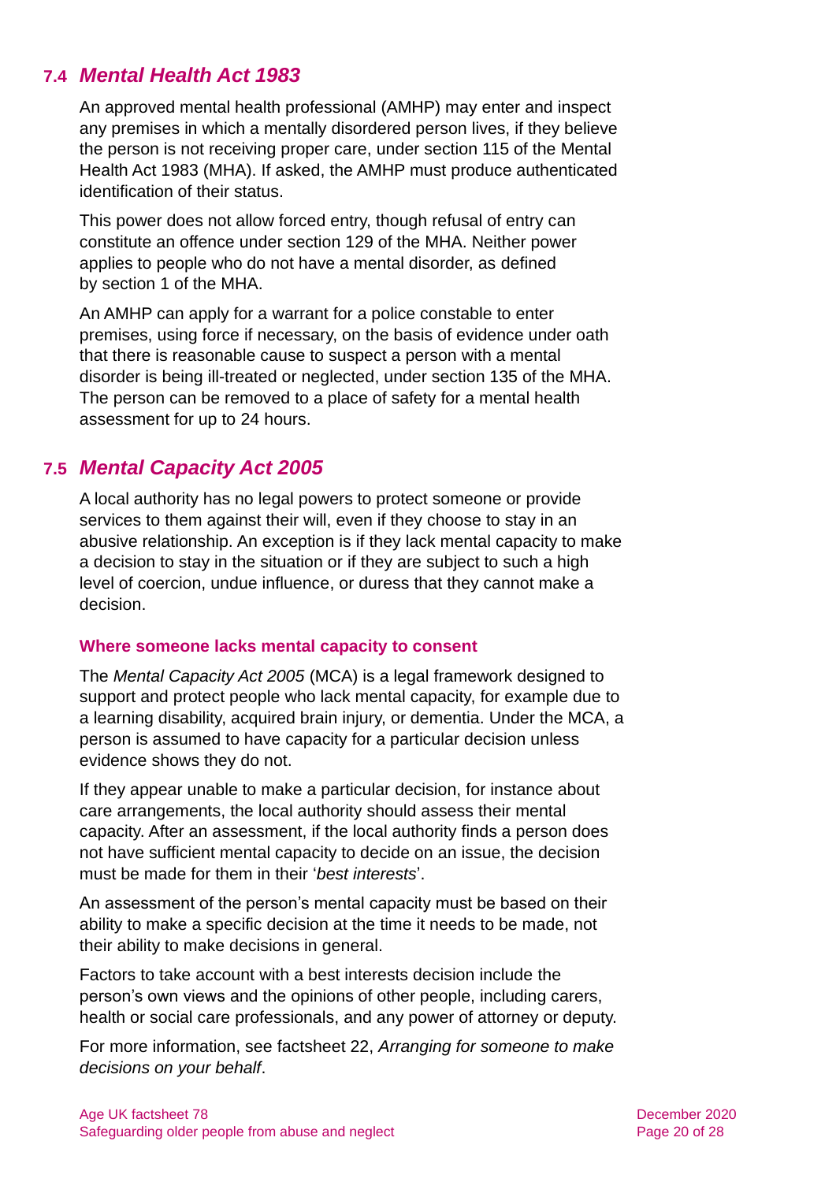## 7.4 *Mental Health Act 1983*

An approved mental health professional (AMHP) may enter and inspect any premises in which a mentally disordered person lives, if they believe the person is not receiving proper care, under section 115 of the Mental Health Act 1983 (MHA). If asked, the AMHP must produce authenticated identification of their status.

This power does not allow forced entry, though refusal of entry can constitute an offence under section 129 of the MHA. Neither power applies to people who do not have a mental disorder, as defined by section 1 of the MHA.

An AMHP can apply for a warrant for a police constable to enter premises, using force if necessary, on the basis of evidence under oath that there is reasonable cause to suspect a person with a mental disorder is being ill-treated or neglected, under section 135 of the MHA. The person can be removed to a place of safety for a mental health assessment for up to 24 hours.

## 7.5 *Mental Capacity Act 2005*

A local authority has no legal powers to protect someone or provide services to them against their will, even if they choose to stay in an abusive relationship. An exception is if they lack mental capacity to make a decision to stay in the situation or if they are subject to such a high level of coercion, undue influence, or duress that they cannot make a decision.

### Where someone lacks mental capacity to consent

The *Mental Capacity Act 2005* (MCA) is a legal framework designed to support and protect people who lack mental capacity, for example due to a learning disability, acquired brain injury, or dementia. Under the MCA, a person is assumed to have capacity for a particular decision unless evidence shows they do not.

If they appear unable to make a particular decision, for instance about care arrangements, the local authority should assess their mental capacity. After an assessment, if the local authority finds a person does not have sufficient mental capacity to decide on an issue, the decision must be made for them in their '*best interests*'.

An assessment of the person's mental capacity must be based on their ability to make a specific decision at the time it needs to be made, not their ability to make decisions in general.

Factors to take account with a best interests decision include the person's own views and the opinions of other people, including carers, health or social care professionals, and any power of attorney or deputy.

For more information, see factsheet 22, *Arranging for someone to make decisions on your behalf*.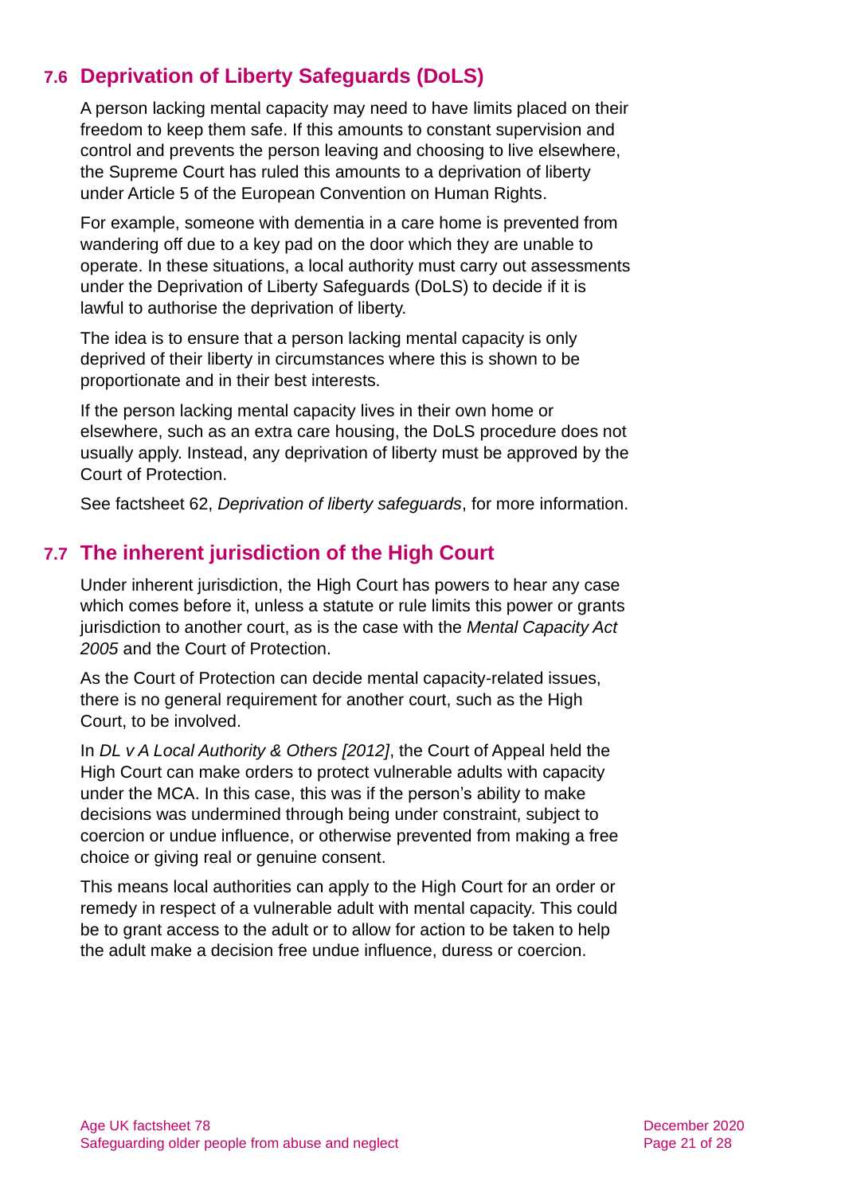## 7.6 Deprivation of Liberty Safeguards (DoLS)

A person lacking mental capacity may need to have limits placed on their freedom to keep them safe. If this amounts to constant supervision and control and prevents the person leaving and choosing to live elsewhere, the Supreme Court has ruled this amounts to a deprivation of liberty under Article 5 of the European Convention on Human Rights.

For example, someone with dementia in a care home is prevented from wandering off due to a key pad on the door which they are unable to operate. In these situations, a local authority must carry out assessments under the Deprivation of Liberty Safeguards (DoLS) to decide if it is lawful to authorise the deprivation of liberty.

The idea is to ensure that a person lacking mental capacity is only deprived of their liberty in circumstances where this is shown to be proportionate and in their best interests.

If the person lacking mental capacity lives in their own home or elsewhere, such as an extra care housing, the DoLS procedure does not usually apply. Instead, any deprivation of liberty must be approved by the Court of Protection.

See factsheet 62, *Deprivation of liberty safeguards*, for more information.

## 7.7 The inherent jurisdiction of the High Court

Under inherent jurisdiction, the High Court has powers to hear any case which comes before it, unless a statute or rule limits this power or grants jurisdiction to another court, as is the case with the *Mental Capacity Act 2005* and the Court of Protection.

As the Court of Protection can decide mental capacity-related issues, there is no general requirement for another court, such as the High Court, to be involved.

In *DL v A Local Authority & Others [2012]*, the Court of Appeal held the High Court can make orders to protect vulnerable adults with capacity under the MCA. In this case, this was if the person's ability to make decisions was undermined through being under constraint, subject to coercion or undue influence, or otherwise prevented from making a free choice or giving real or genuine consent.

This means local authorities can apply to the High Court for an order or remedy in respect of a vulnerable adult with mental capacity. This could be to grant access to the adult or to allow for action to be taken to help the adult make a decision free undue influence, duress or coercion.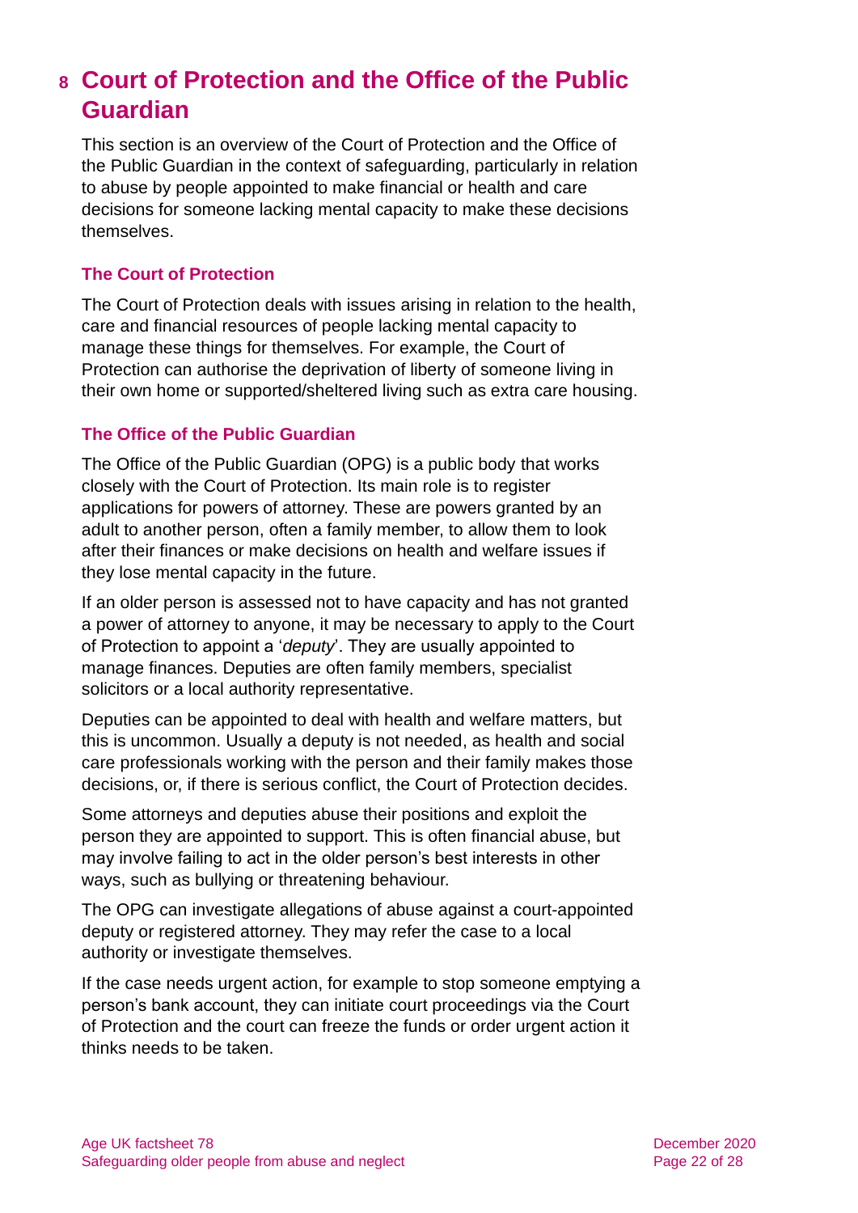# 8 Court of Protection and the Office of the Public Guardian

This section is an overview of the Court of Protection and the Office of the Public Guardian in the context of safeguarding, particularly in relation to abuse by people appointed to make financial or health and care decisions for someone lacking mental capacity to make these decisions themselves.

### The Court of Protection

The Court of Protection deals with issues arising in relation to the health, care and financial resources of people lacking mental capacity to manage these things for themselves. For example, the Court of Protection can authorise the deprivation of liberty of someone living in their own home or supported/sheltered living such as extra care housing.

### The Office of the Public Guardian

The Office of the Public Guardian (OPG) is a public body that works closely with the Court of Protection. Its main role is to register applications for powers of attorney. These are powers granted by an adult to another person, often a family member, to allow them to look after their finances or make decisions on health and welfare issues if they lose mental capacity in the future.

If an older person is assessed not to have capacity and has not granted a power of attorney to anyone, it may be necessary to apply to the Court of Protection to appoint a '*deputy*'. They are usually appointed to manage finances. Deputies are often family members, specialist solicitors or a local authority representative.

Deputies can be appointed to deal with health and welfare matters, but this is uncommon. Usually a deputy is not needed, as health and social care professionals working with the person and their family makes those decisions, or, if there is serious conflict, the Court of Protection decides.

Some attorneys and deputies abuse their positions and exploit the person they are appointed to support. This is often financial abuse, but may involve failing to act in the older person's best interests in other ways, such as bullying or threatening behaviour.

The OPG can investigate allegations of abuse against a court-appointed deputy or registered attorney. They may refer the case to a local authority or investigate themselves.

If the case needs urgent action, for example to stop someone emptying a person's bank account, they can initiate court proceedings via the Court of Protection and the court can freeze the funds or order urgent action it thinks needs to be taken.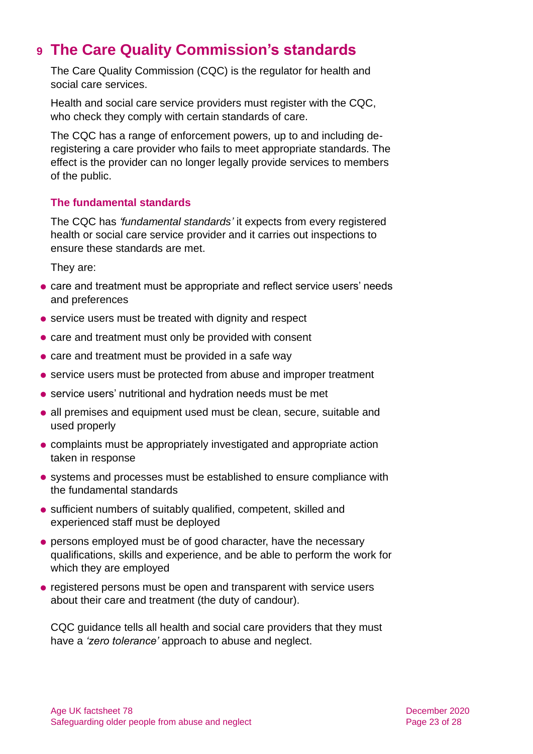# 9 The Care Quality Commission's standards

The Care Quality Commission (CQC) is the regulator for health and social care services.

Health and social care service providers must register with the CQC, who check they comply with certain standards of care.

The CQC has a range of enforcement powers, up to and including de-registering a care provider who fails to meet appropriate standards. The effect is the provider can no longer legally provide services to members of the public.

## The fundamental standards

The CQC has *'fundamental standards'* it expects from every registered health or social care service provider and it carries out inspections to ensure these standards are met.

They are:

- care and treatment must be appropriate and reflect service users' needs and preferences
- service users must be treated with dignity and respect
- care and treatment must only be provided with consent
- care and treatment must be provided in a safe way
- service users must be protected from abuse and improper treatment
- service users' nutritional and hydration needs must be met
- all premises and equipment used must be clean, secure, suitable and used properly
- complaints must be appropriately investigated and appropriate action taken in response
- systems and processes must be established to ensure compliance with the fundamental standards
- sufficient numbers of suitably qualified, competent, skilled and experienced staff must be deployed
- persons employed must be of good character, have the necessary qualifications, skills and experience, and be able to perform the work for which they are employed
- registered persons must be open and transparent with service users about their care and treatment (the duty of candour).

CQC guidance tells all health and social care providers that they must have a *'zero tolerance'* approach to abuse and neglect.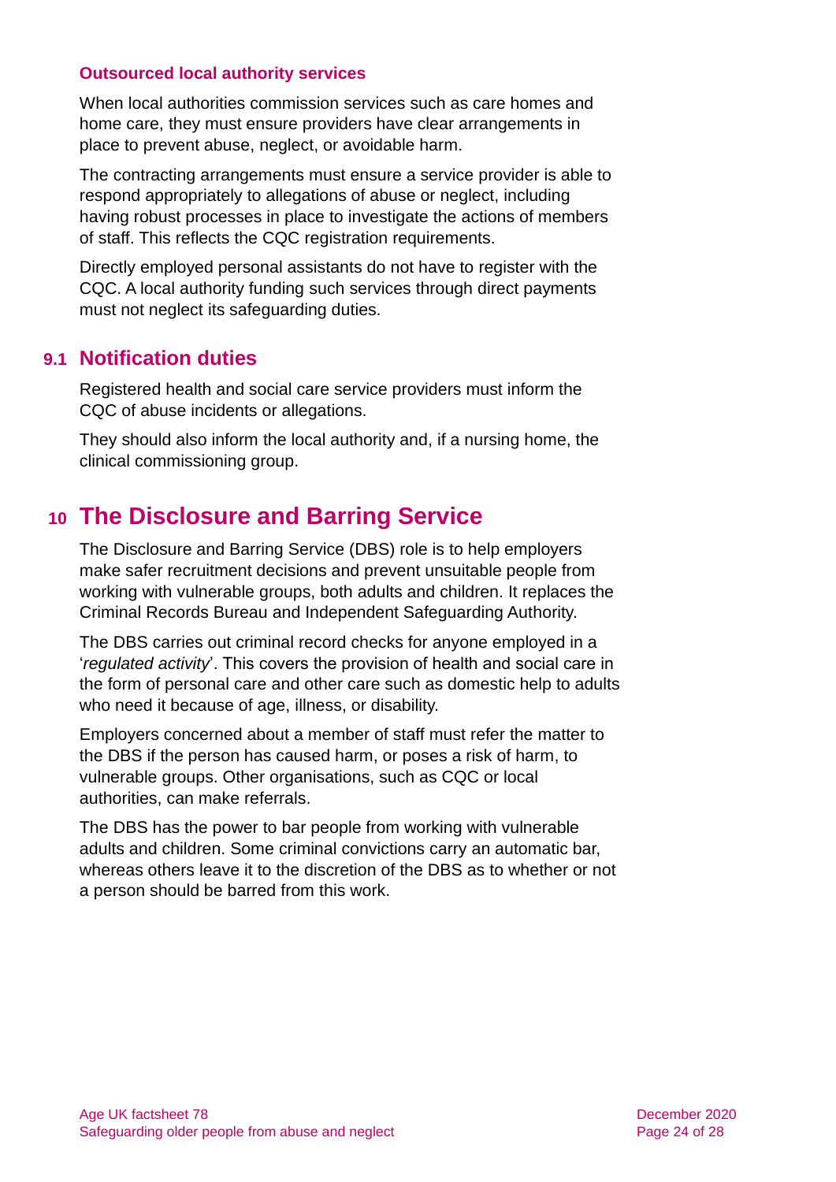### Outsourced local authority services

When local authorities commission services such as care homes and home care, they must ensure providers have clear arrangements in place to prevent abuse, neglect, or avoidable harm.

The contracting arrangements must ensure a service provider is able to respond appropriately to allegations of abuse or neglect, including having robust processes in place to investigate the actions of members of staff. This reflects the CQC registration requirements.

Directly employed personal assistants do not have to register with the CQC. A local authority funding such services through direct payments must not neglect its safeguarding duties.

## 9.1 Notification duties

Registered health and social care service providers must inform the CQC of abuse incidents or allegations.

They should also inform the local authority and, if a nursing home, the clinical commissioning group.

# 10 The Disclosure and Barring Service

The Disclosure and Barring Service (DBS) role is to help employers make safer recruitment decisions and prevent unsuitable people from working with vulnerable groups, both adults and children. It replaces the Criminal Records Bureau and Independent Safeguarding Authority.

The DBS carries out criminal record checks for anyone employed in a '*regulated activity*'. This covers the provision of health and social care in the form of personal care and other care such as domestic help to adults who need it because of age, illness, or disability.

Employers concerned about a member of staff must refer the matter to the DBS if the person has caused harm, or poses a risk of harm, to vulnerable groups. Other organisations, such as CQC or local authorities, can make referrals.

The DBS has the power to bar people from working with vulnerable adults and children. Some criminal convictions carry an automatic bar, whereas others leave it to the discretion of the DBS as to whether or not a person should be barred from this work.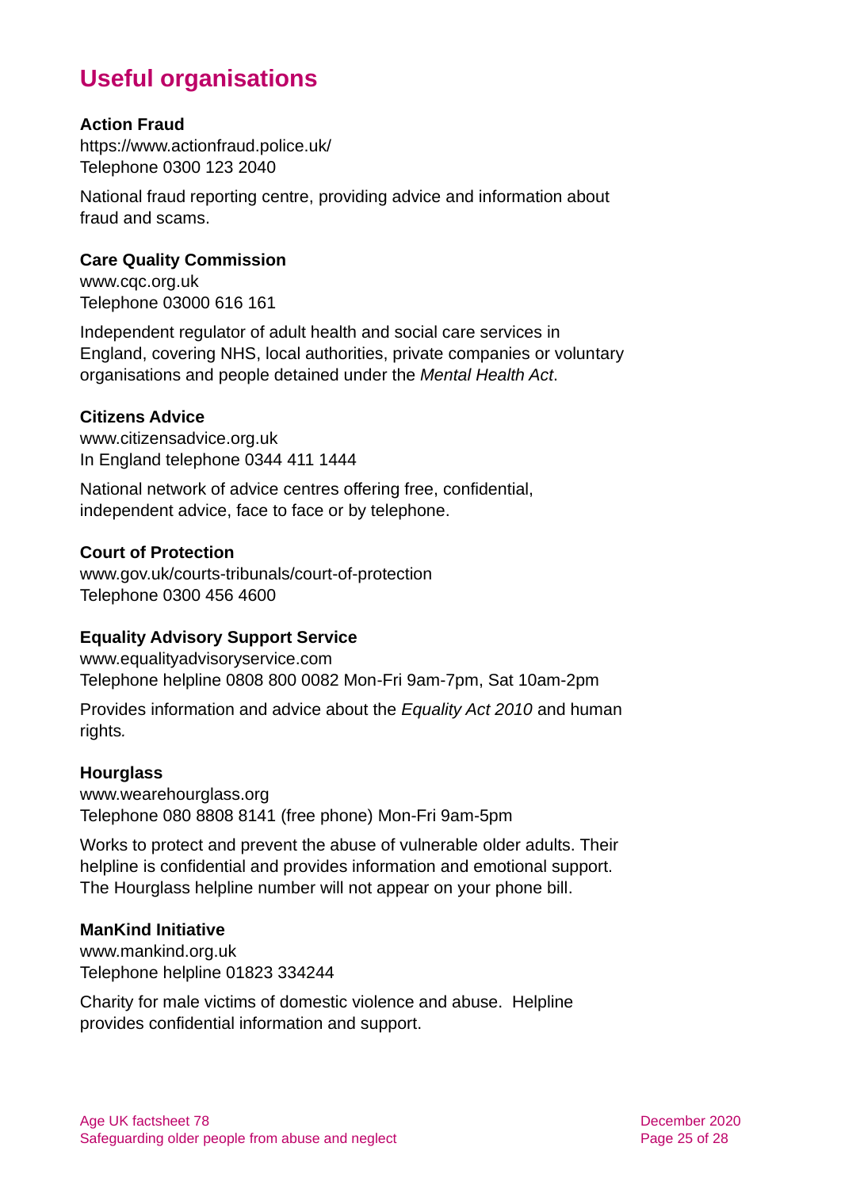# Useful organisations

**Action Fraud**
https://www.actionfraud.police.uk/
Telephone 0300 123 2040

National fraud reporting centre, providing advice and information about fraud and scams.

**Care Quality Commission**
www.cqc.org.uk
Telephone 03000 616 161

Independent regulator of adult health and social care services in England, covering NHS, local authorities, private companies or voluntary organisations and people detained under the *Mental Health Act*.

**Citizens Advice**
www.citizensadvice.org.uk
In England telephone 0344 411 1444

National network of advice centres offering free, confidential, independent advice, face to face or by telephone.

**Court of Protection**
www.gov.uk/courts-tribunals/court-of-protection
Telephone 0300 456 4600

**Equality Advisory Support Service**
www.equalityadvisoryservice.com
Telephone helpline 0808 800 0082 Mon-Fri 9am-7pm, Sat 10am-2pm

Provides information and advice about the *Equality Act 2010* and human rights.

**Hourglass**
www.wearehourglass.org
Telephone 080 8808 8141 (free phone) Mon-Fri 9am-5pm

Works to protect and prevent the abuse of vulnerable older adults. Their helpline is confidential and provides information and emotional support. The Hourglass helpline number will not appear on your phone bill.

**ManKind Initiative**
www.mankind.org.uk
Telephone helpline 01823 334244

Charity for male victims of domestic violence and abuse. Helpline provides confidential information and support.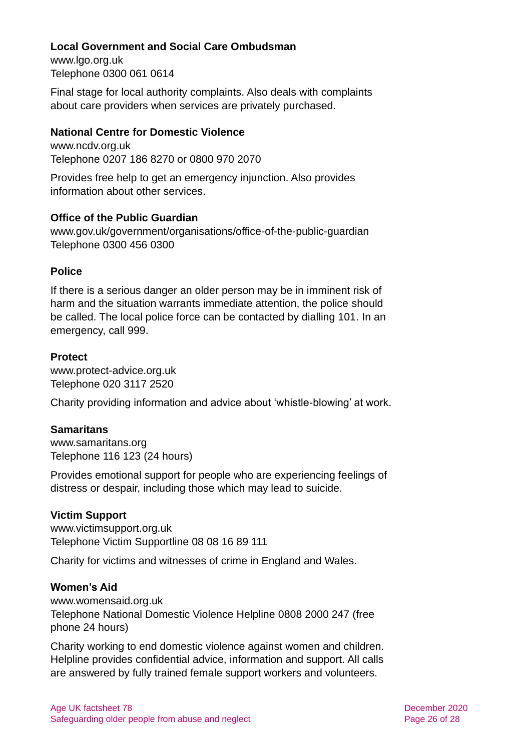### Local Government and Social Care Ombudsman

www.lgo.org.uk
Telephone 0300 061 0614

Final stage for local authority complaints. Also deals with complaints about care providers when services are privately purchased.

### National Centre for Domestic Violence

www.ncdv.org.uk
Telephone 0207 186 8270 or 0800 970 2070

Provides free help to get an emergency injunction. Also provides information about other services.

### Office of the Public Guardian

www.gov.uk/government/organisations/office-of-the-public-guardian
Telephone 0300 456 0300

### Police

If there is a serious danger an older person may be in imminent risk of harm and the situation warrants immediate attention, the police should be called. The local police force can be contacted by dialling 101. In an emergency, call 999.

### Protect

www.protect-advice.org.uk
Telephone 020 3117 2520

Charity providing information and advice about 'whistle-blowing' at work.

### Samaritans

www.samaritans.org
Telephone 116 123 (24 hours)

Provides emotional support for people who are experiencing feelings of distress or despair, including those which may lead to suicide.

### Victim Support

www.victimsupport.org.uk
Telephone Victim Supportline 08 08 16 89 111

Charity for victims and witnesses of crime in England and Wales.

### Women's Aid

www.womensaid.org.uk
Telephone National Domestic Violence Helpline 0808 2000 247 (free phone 24 hours)

Charity working to end domestic violence against women and children. Helpline provides confidential advice, information and support. All calls are answered by fully trained female support workers and volunteers.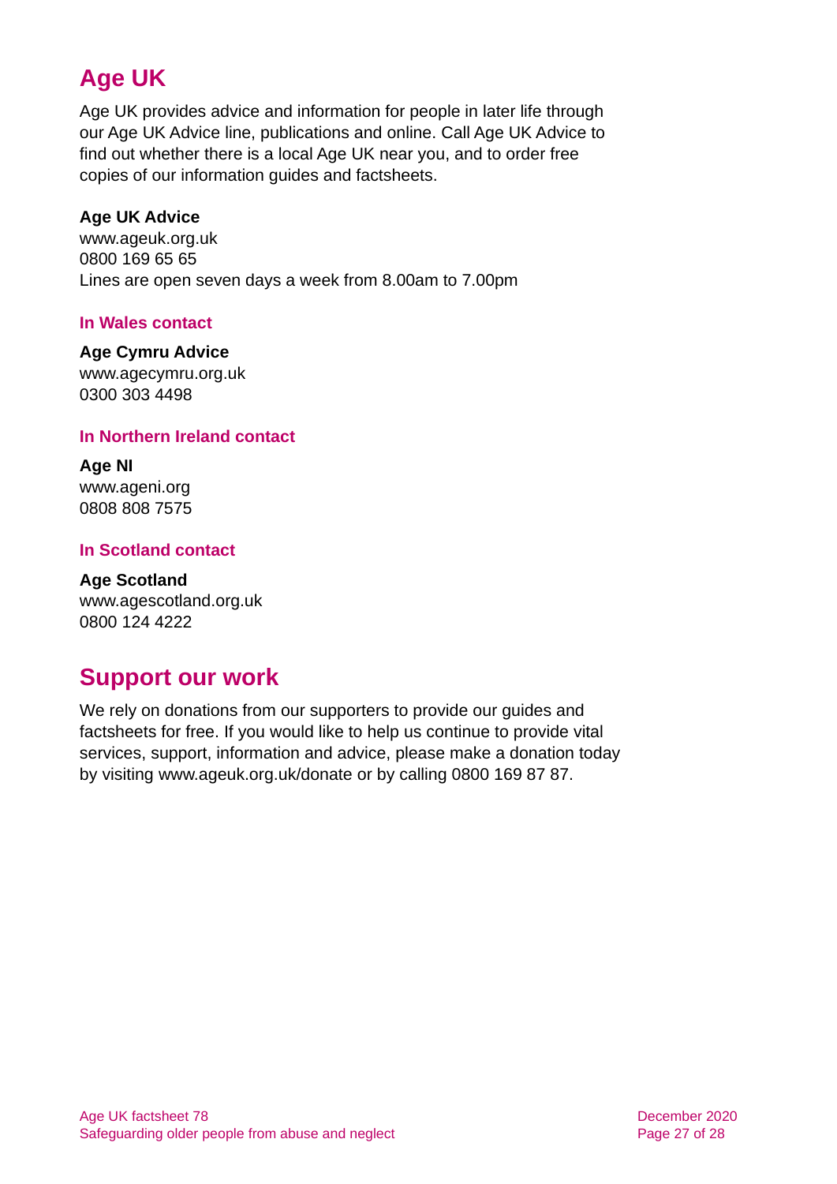## Age UK

Age UK provides advice and information for people in later life through our Age UK Advice line, publications and online. Call Age UK Advice to find out whether there is a local Age UK near you, and to order free copies of our information guides and factsheets.

**Age UK Advice**
www.ageuk.org.uk
0800 169 65 65
Lines are open seven days a week from 8.00am to 7.00pm

### In Wales contact

**Age Cymru Advice**
www.agecymru.org.uk
0300 303 4498

### In Northern Ireland contact

**Age NI**
www.ageni.org
0808 808 7575

### In Scotland contact

**Age Scotland**
www.agescotland.org.uk
0800 124 4222

## Support our work

We rely on donations from our supporters to provide our guides and factsheets for free. If you would like to help us continue to provide vital services, support, information and advice, please make a donation today by visiting www.ageuk.org.uk/donate or by calling 0800 169 87 87.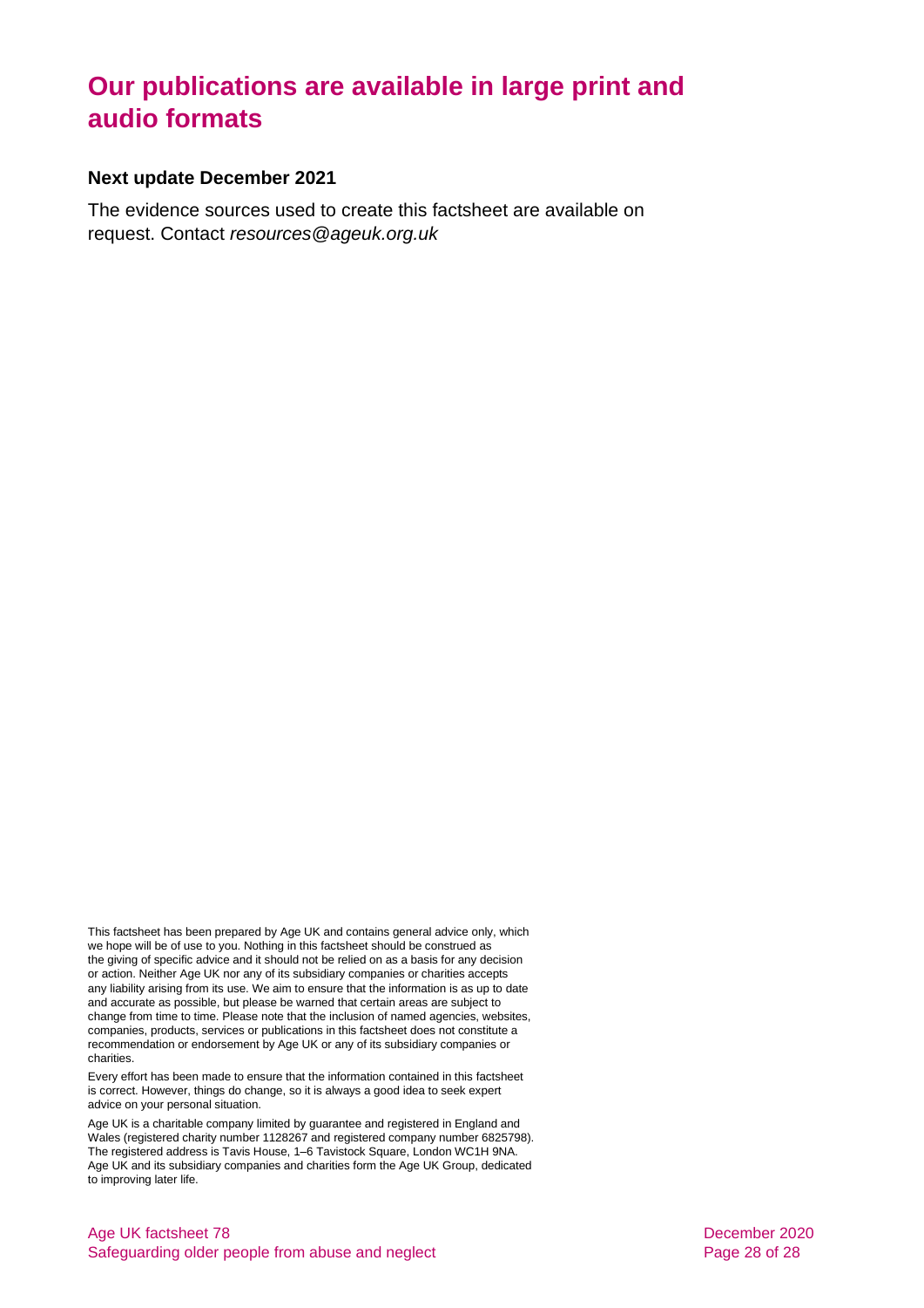# Our publications are available in large print and audio formats

**Next update December 2021**

The evidence sources used to create this factsheet are available on request. Contact *resources@ageuk.org.uk*

This factsheet has been prepared by Age UK and contains general advice only, which we hope will be of use to you. Nothing in this factsheet should be construed as the giving of specific advice and it should not be relied on as a basis for any decision or action. Neither Age UK nor any of its subsidiary companies or charities accepts any liability arising from its use. We aim to ensure that the information is as up to date and accurate as possible, but please be warned that certain areas are subject to change from time to time. Please note that the inclusion of named agencies, websites, companies, products, services or publications in this factsheet does not constitute a recommendation or endorsement by Age UK or any of its subsidiary companies or charities.

Every effort has been made to ensure that the information contained in this factsheet is correct. However, things do change, so it is always a good idea to seek expert advice on your personal situation.

Age UK is a charitable company limited by guarantee and registered in England and Wales (registered charity number 1128267 and registered company number 6825798). The registered address is Tavis House, 1–6 Tavistock Square, London WC1H 9NA. Age UK and its subsidiary companies and charities form the Age UK Group, dedicated to improving later life.